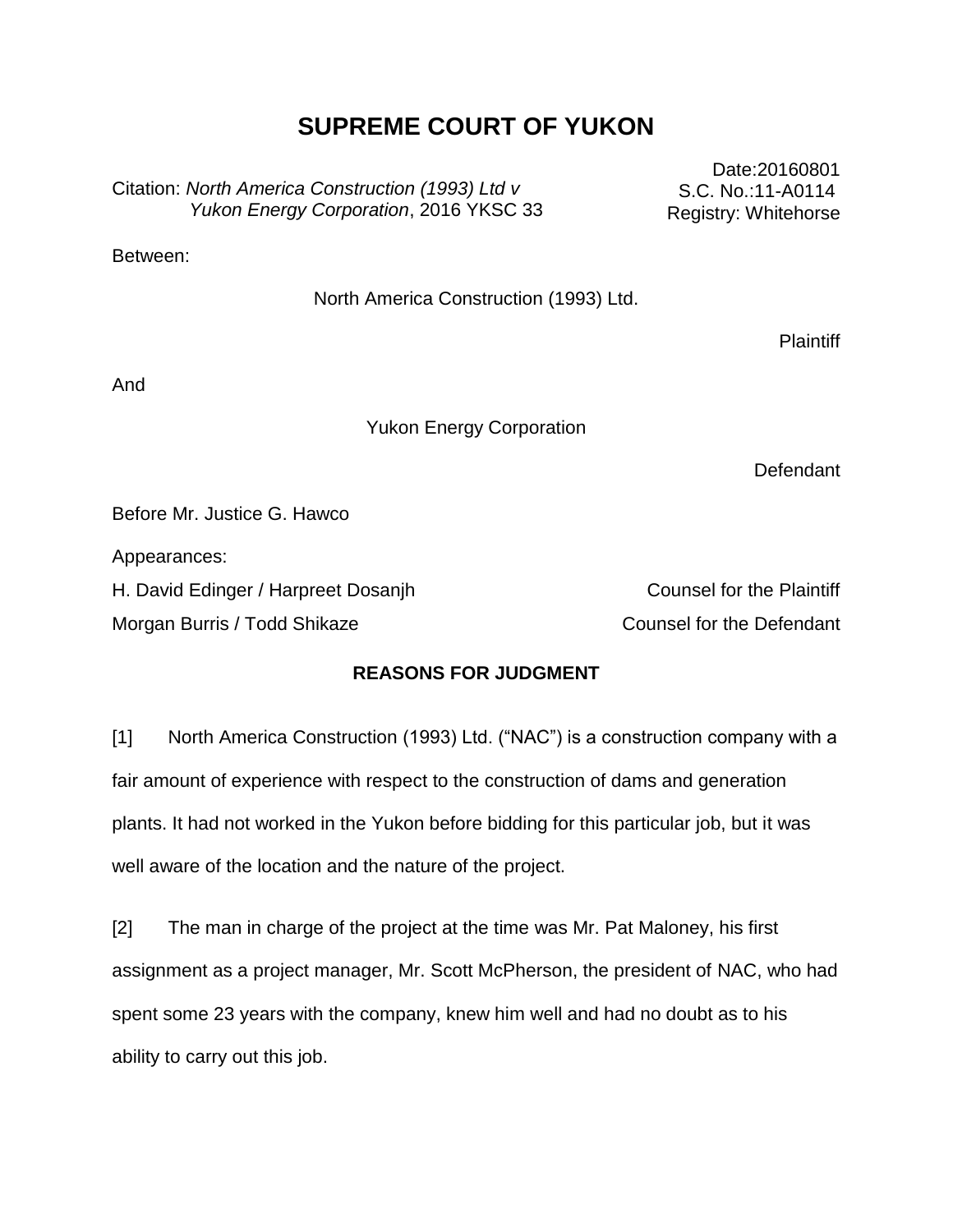# SUPREME COURT OF YUKON

Citation: *North America Construction (1993) Ltd v Yukon Energy Corporation*, 2016 YKSC 33

Date:20160801
S.C. No.:11-A0114
Registry: Whitehorse

Between:

North America Construction (1993) Ltd.

Plaintiff

And

Yukon Energy Corporation

Defendant

Before Mr. Justice G. Hawco

Appearances:

| | |
|---|---|
| H. David Edinger / Harpreet Dosanjh | Counsel for the Plaintiff |
| Morgan Burris / Todd Shikaze | Counsel for the Defendant |

**REASONS FOR JUDGMENT**

[1] North America Construction (1993) Ltd. ("NAC") is a construction company with a fair amount of experience with respect to the construction of dams and generation plants. It had not worked in the Yukon before bidding for this particular job, but it was well aware of the location and the nature of the project.

[2] The man in charge of the project at the time was Mr. Pat Maloney, his first assignment as a project manager, Mr. Scott McPherson, the president of NAC, who had spent some 23 years with the company, knew him well and had no doubt as to his ability to carry out this job.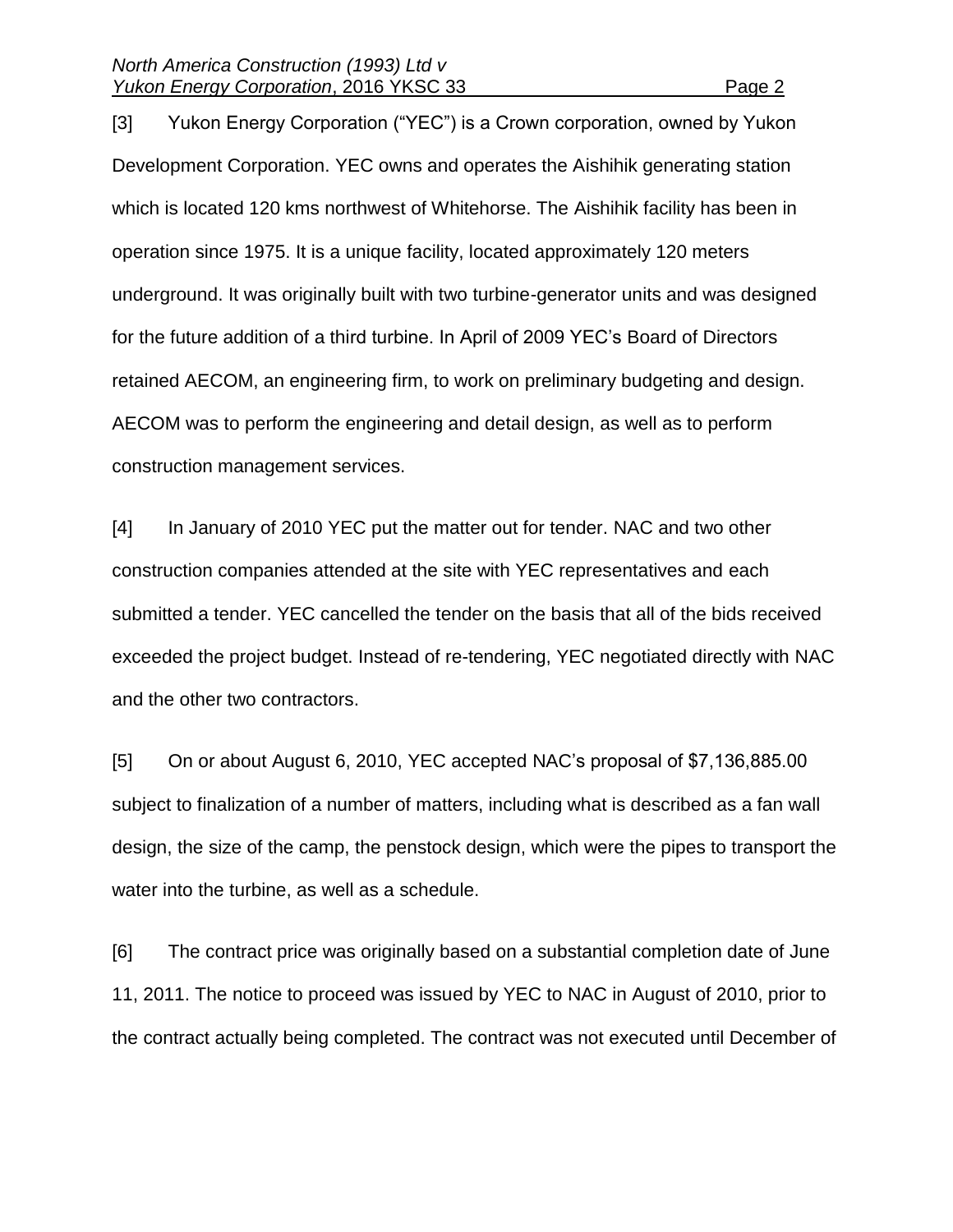[3] Yukon Energy Corporation ("YEC") is a Crown corporation, owned by Yukon Development Corporation. YEC owns and operates the Aishihik generating station which is located 120 kms northwest of Whitehorse. The Aishihik facility has been in operation since 1975. It is a unique facility, located approximately 120 meters underground. It was originally built with two turbine-generator units and was designed for the future addition of a third turbine. In April of 2009 YEC's Board of Directors retained AECOM, an engineering firm, to work on preliminary budgeting and design. AECOM was to perform the engineering and detail design, as well as to perform construction management services.

[4] In January of 2010 YEC put the matter out for tender. NAC and two other construction companies attended at the site with YEC representatives and each submitted a tender. YEC cancelled the tender on the basis that all of the bids received exceeded the project budget. Instead of re-tendering, YEC negotiated directly with NAC and the other two contractors.

[5] On or about August 6, 2010, YEC accepted NAC's proposal of $7,136,885.00 subject to finalization of a number of matters, including what is described as a fan wall design, the size of the camp, the penstock design, which were the pipes to transport the water into the turbine, as well as a schedule.

[6] The contract price was originally based on a substantial completion date of June 11, 2011. The notice to proceed was issued by YEC to NAC in August of 2010, prior to the contract actually being completed. The contract was not executed until December of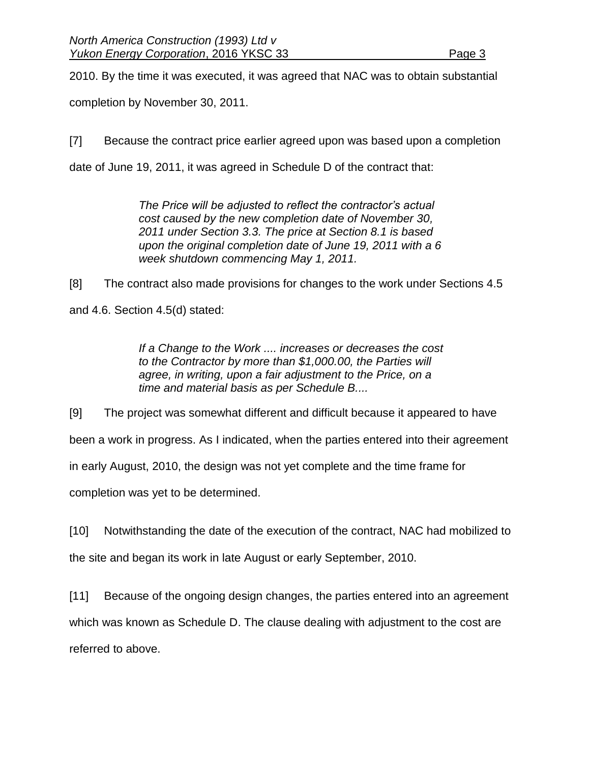2010. By the time it was executed, it was agreed that NAC was to obtain substantial completion by November 30, 2011.

[7] Because the contract price earlier agreed upon was based upon a completion date of June 19, 2011, it was agreed in Schedule D of the contract that:

> *The Price will be adjusted to reflect the contractor's actual cost caused by the new completion date of November 30, 2011 under Section 3.3. The price at Section 8.1 is based upon the original completion date of June 19, 2011 with a 6 week shutdown commencing May 1, 2011.*

[8] The contract also made provisions for changes to the work under Sections 4.5 and 4.6. Section 4.5(d) stated:

> *If a Change to the Work .... increases or decreases the cost to the Contractor by more than $1,000.00, the Parties will agree, in writing, upon a fair adjustment to the Price, on a time and material basis as per Schedule B....*

[9] The project was somewhat different and difficult because it appeared to have been a work in progress. As I indicated, when the parties entered into their agreement in early August, 2010, the design was not yet complete and the time frame for completion was yet to be determined.

[10] Notwithstanding the date of the execution of the contract, NAC had mobilized to the site and began its work in late August or early September, 2010.

[11] Because of the ongoing design changes, the parties entered into an agreement which was known as Schedule D. The clause dealing with adjustment to the cost are referred to above.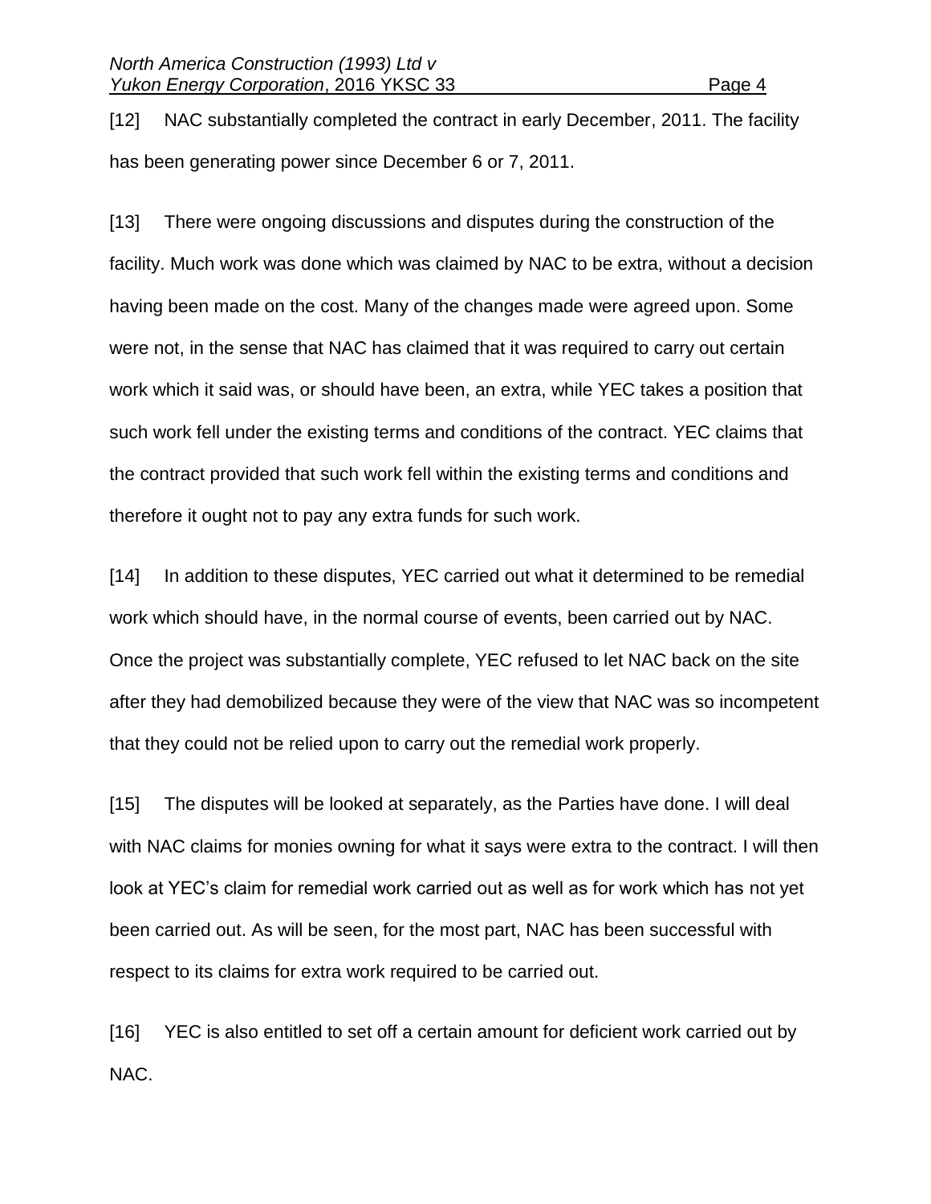[12] NAC substantially completed the contract in early December, 2011. The facility has been generating power since December 6 or 7, 2011.

[13] There were ongoing discussions and disputes during the construction of the facility. Much work was done which was claimed by NAC to be extra, without a decision having been made on the cost. Many of the changes made were agreed upon. Some were not, in the sense that NAC has claimed that it was required to carry out certain work which it said was, or should have been, an extra, while YEC takes a position that such work fell under the existing terms and conditions of the contract. YEC claims that the contract provided that such work fell within the existing terms and conditions and therefore it ought not to pay any extra funds for such work.

[14] In addition to these disputes, YEC carried out what it determined to be remedial work which should have, in the normal course of events, been carried out by NAC. Once the project was substantially complete, YEC refused to let NAC back on the site after they had demobilized because they were of the view that NAC was so incompetent that they could not be relied upon to carry out the remedial work properly.

[15] The disputes will be looked at separately, as the Parties have done. I will deal with NAC claims for monies owning for what it says were extra to the contract. I will then look at YEC's claim for remedial work carried out as well as for work which has not yet been carried out. As will be seen, for the most part, NAC has been successful with respect to its claims for extra work required to be carried out.

[16] YEC is also entitled to set off a certain amount for deficient work carried out by NAC.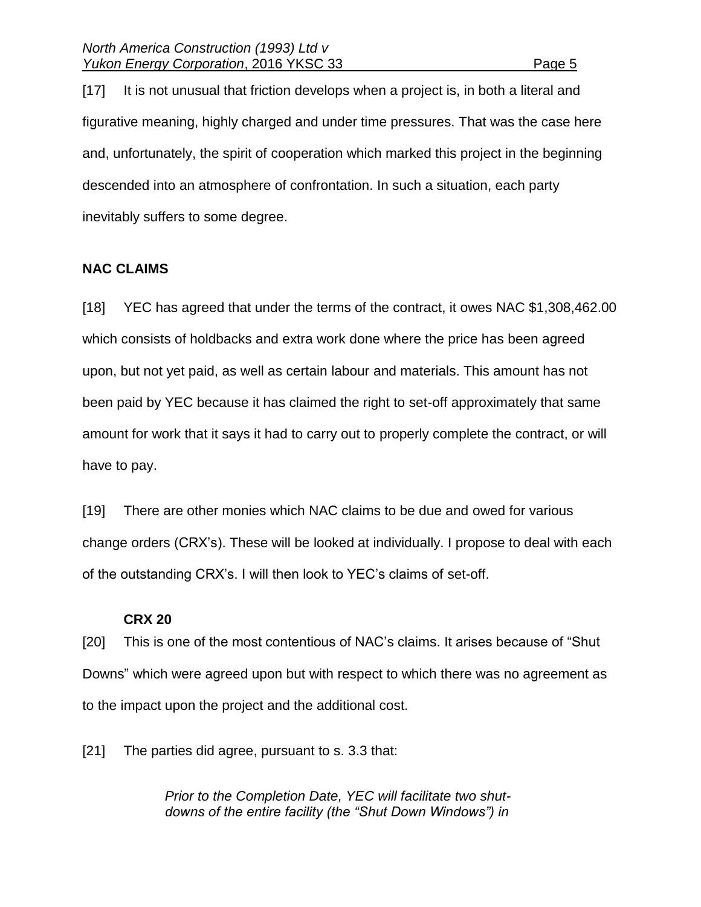[17] It is not unusual that friction develops when a project is, in both a literal and figurative meaning, highly charged and under time pressures. That was the case here and, unfortunately, the spirit of cooperation which marked this project in the beginning descended into an atmosphere of confrontation. In such a situation, each party inevitably suffers to some degree.

## NAC CLAIMS

[18] YEC has agreed that under the terms of the contract, it owes NAC $1,308,462.00 which consists of holdbacks and extra work done where the price has been agreed upon, but not yet paid, as well as certain labour and materials. This amount has not been paid by YEC because it has claimed the right to set-off approximately that same amount for work that it says it had to carry out to properly complete the contract, or will have to pay.

[19] There are other monies which NAC claims to be due and owed for various change orders (CRX's). These will be looked at individually. I propose to deal with each of the outstanding CRX's. I will then look to YEC's claims of set-off.

### CRX 20

[20] This is one of the most contentious of NAC's claims. It arises because of "Shut Downs" which were agreed upon but with respect to which there was no agreement as to the impact upon the project and the additional cost.

[21] The parties did agree, pursuant to s. 3.3 that:

> *Prior to the Completion Date, YEC will facilitate two shut-downs of the entire facility (the "Shut Down Windows") in*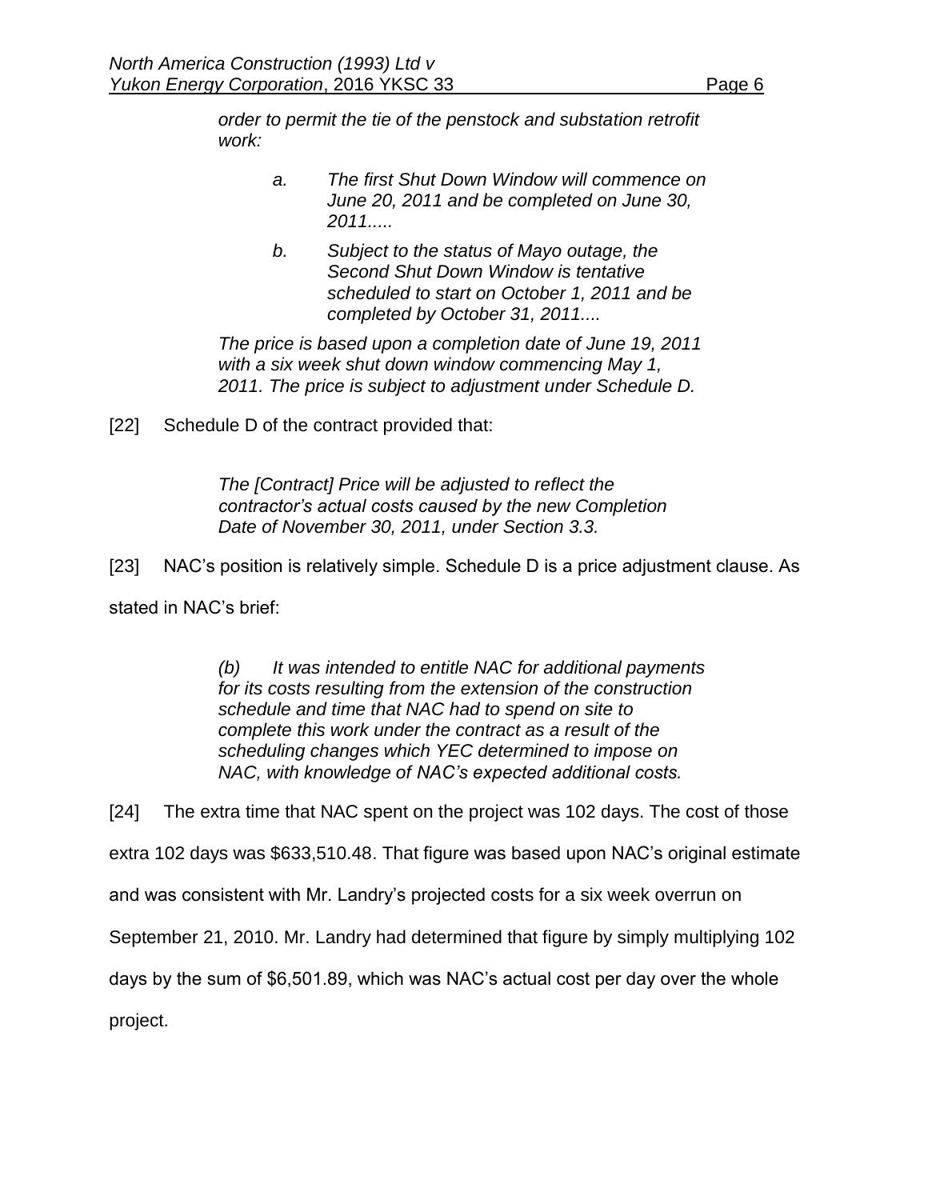> *order to permit the tie of the penstock and substation retrofit work:*
>
> > *a. The first Shut Down Window will commence on June 20, 2011 and be completed on June 30, 2011.....*
> >
> > *b. Subject to the status of Mayo outage, the Second Shut Down Window is tentative scheduled to start on October 1, 2011 and be completed by October 31, 2011....*
>
> *The price is based upon a completion date of June 19, 2011 with a six week shut down window commencing May 1, 2011. The price is subject to adjustment under Schedule D.*

[22] Schedule D of the contract provided that:

> *The [Contract] Price will be adjusted to reflect the contractor's actual costs caused by the new Completion Date of November 30, 2011, under Section 3.3.*

[23] NAC's position is relatively simple. Schedule D is a price adjustment clause. As stated in NAC's brief:

> *(b) It was intended to entitle NAC for additional payments for its costs resulting from the extension of the construction schedule and time that NAC had to spend on site to complete this work under the contract as a result of the scheduling changes which YEC determined to impose on NAC, with knowledge of NAC's expected additional costs.*

[24] The extra time that NAC spent on the project was 102 days. The cost of those extra 102 days was $633,510.48. That figure was based upon NAC's original estimate and was consistent with Mr. Landry's projected costs for a six week overrun on September 21, 2010. Mr. Landry had determined that figure by simply multiplying 102 days by the sum of $6,501.89, which was NAC's actual cost per day over the whole project.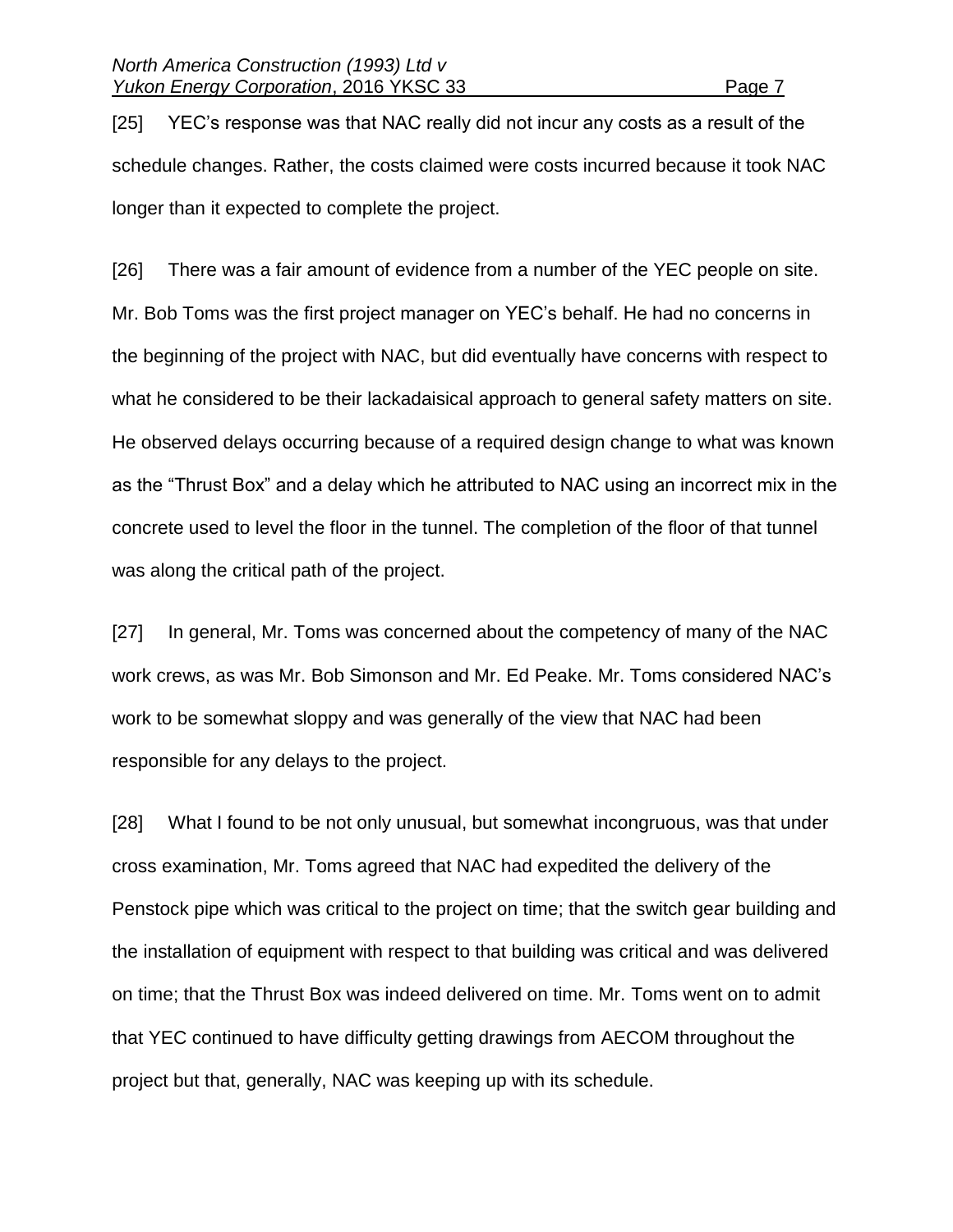[25] YEC's response was that NAC really did not incur any costs as a result of the schedule changes. Rather, the costs claimed were costs incurred because it took NAC longer than it expected to complete the project.

[26] There was a fair amount of evidence from a number of the YEC people on site. Mr. Bob Toms was the first project manager on YEC's behalf. He had no concerns in the beginning of the project with NAC, but did eventually have concerns with respect to what he considered to be their lackadaisical approach to general safety matters on site. He observed delays occurring because of a required design change to what was known as the "Thrust Box" and a delay which he attributed to NAC using an incorrect mix in the concrete used to level the floor in the tunnel. The completion of the floor of that tunnel was along the critical path of the project.

[27] In general, Mr. Toms was concerned about the competency of many of the NAC work crews, as was Mr. Bob Simonson and Mr. Ed Peake. Mr. Toms considered NAC's work to be somewhat sloppy and was generally of the view that NAC had been responsible for any delays to the project.

[28] What I found to be not only unusual, but somewhat incongruous, was that under cross examination, Mr. Toms agreed that NAC had expedited the delivery of the Penstock pipe which was critical to the project on time; that the switch gear building and the installation of equipment with respect to that building was critical and was delivered on time; that the Thrust Box was indeed delivered on time. Mr. Toms went on to admit that YEC continued to have difficulty getting drawings from AECOM throughout the project but that, generally, NAC was keeping up with its schedule.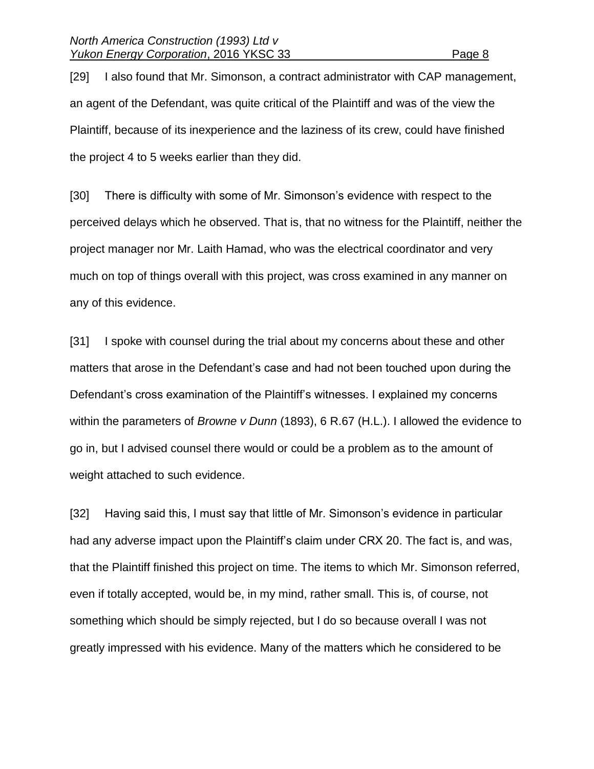[29] I also found that Mr. Simonson, a contract administrator with CAP management, an agent of the Defendant, was quite critical of the Plaintiff and was of the view the Plaintiff, because of its inexperience and the laziness of its crew, could have finished the project 4 to 5 weeks earlier than they did.

[30] There is difficulty with some of Mr. Simonson's evidence with respect to the perceived delays which he observed. That is, that no witness for the Plaintiff, neither the project manager nor Mr. Laith Hamad, who was the electrical coordinator and very much on top of things overall with this project, was cross examined in any manner on any of this evidence.

[31] I spoke with counsel during the trial about my concerns about these and other matters that arose in the Defendant's case and had not been touched upon during the Defendant's cross examination of the Plaintiff's witnesses. I explained my concerns within the parameters of *Browne v Dunn* (1893), 6 R.67 (H.L.). I allowed the evidence to go in, but I advised counsel there would or could be a problem as to the amount of weight attached to such evidence.

[32] Having said this, I must say that little of Mr. Simonson's evidence in particular had any adverse impact upon the Plaintiff's claim under CRX 20. The fact is, and was, that the Plaintiff finished this project on time. The items to which Mr. Simonson referred, even if totally accepted, would be, in my mind, rather small. This is, of course, not something which should be simply rejected, but I do so because overall I was not greatly impressed with his evidence. Many of the matters which he considered to be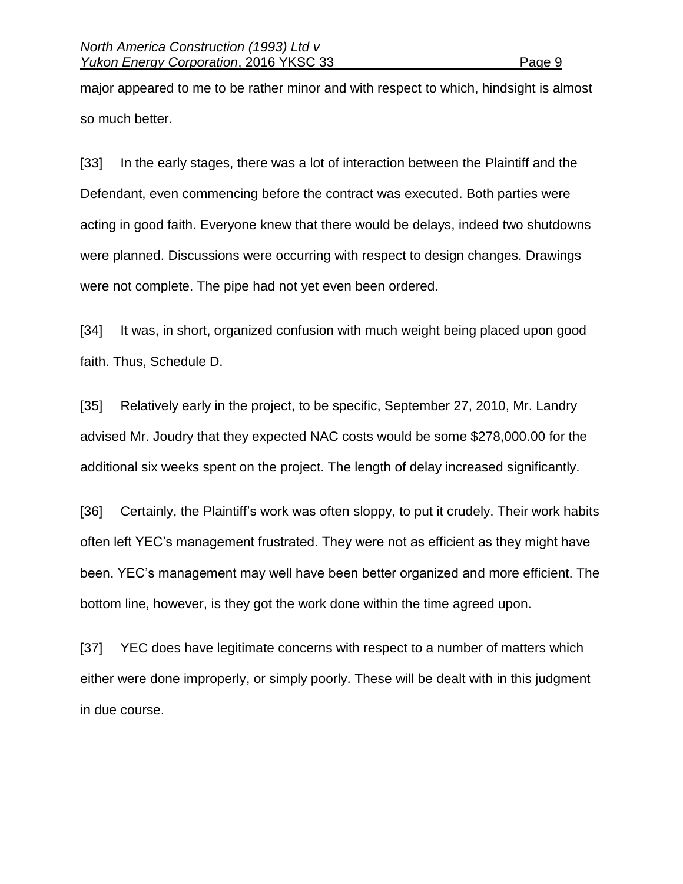major appeared to me to be rather minor and with respect to which, hindsight is almost so much better.

[33] In the early stages, there was a lot of interaction between the Plaintiff and the Defendant, even commencing before the contract was executed. Both parties were acting in good faith. Everyone knew that there would be delays, indeed two shutdowns were planned. Discussions were occurring with respect to design changes. Drawings were not complete. The pipe had not yet even been ordered.

[34] It was, in short, organized confusion with much weight being placed upon good faith. Thus, Schedule D.

[35] Relatively early in the project, to be specific, September 27, 2010, Mr. Landry advised Mr. Joudry that they expected NAC costs would be some $278,000.00 for the additional six weeks spent on the project. The length of delay increased significantly.

[36] Certainly, the Plaintiff's work was often sloppy, to put it crudely. Their work habits often left YEC's management frustrated. They were not as efficient as they might have been. YEC's management may well have been better organized and more efficient. The bottom line, however, is they got the work done within the time agreed upon.

[37] YEC does have legitimate concerns with respect to a number of matters which either were done improperly, or simply poorly. These will be dealt with in this judgment in due course.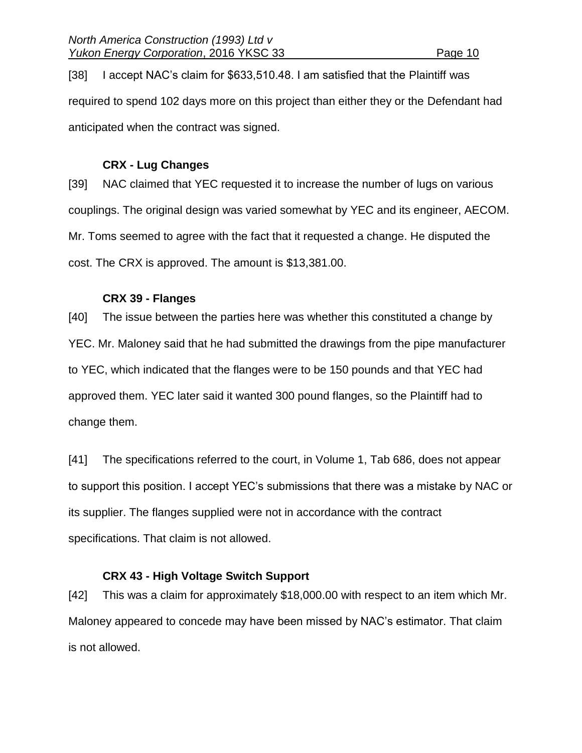[38] I accept NAC's claim for $633,510.48. I am satisfied that the Plaintiff was required to spend 102 days more on this project than either they or the Defendant had anticipated when the contract was signed.

### CRX - Lug Changes

[39] NAC claimed that YEC requested it to increase the number of lugs on various couplings. The original design was varied somewhat by YEC and its engineer, AECOM. Mr. Toms seemed to agree with the fact that it requested a change. He disputed the cost. The CRX is approved. The amount is $13,381.00.

### CRX 39 - Flanges

[40] The issue between the parties here was whether this constituted a change by YEC. Mr. Maloney said that he had submitted the drawings from the pipe manufacturer to YEC, which indicated that the flanges were to be 150 pounds and that YEC had approved them. YEC later said it wanted 300 pound flanges, so the Plaintiff had to change them.

[41] The specifications referred to the court, in Volume 1, Tab 686, does not appear to support this position. I accept YEC's submissions that there was a mistake by NAC or its supplier. The flanges supplied were not in accordance with the contract specifications. That claim is not allowed.

### CRX 43 - High Voltage Switch Support

[42] This was a claim for approximately $18,000.00 with respect to an item which Mr. Maloney appeared to concede may have been missed by NAC's estimator. That claim is not allowed.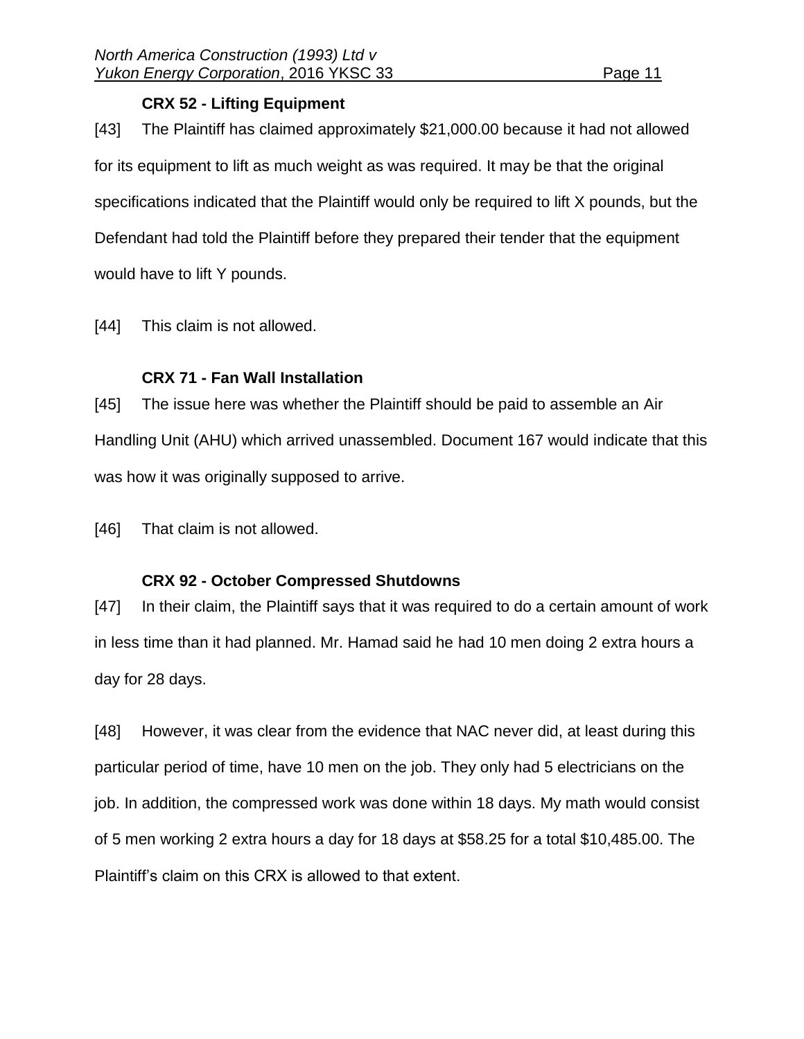### CRX 52 - Lifting Equipment

[43] The Plaintiff has claimed approximately $21,000.00 because it had not allowed for its equipment to lift as much weight as was required. It may be that the original specifications indicated that the Plaintiff would only be required to lift X pounds, but the Defendant had told the Plaintiff before they prepared their tender that the equipment would have to lift Y pounds.

[44] This claim is not allowed.

### CRX 71 - Fan Wall Installation

[45] The issue here was whether the Plaintiff should be paid to assemble an Air Handling Unit (AHU) which arrived unassembled. Document 167 would indicate that this was how it was originally supposed to arrive.

[46] That claim is not allowed.

### CRX 92 - October Compressed Shutdowns

[47] In their claim, the Plaintiff says that it was required to do a certain amount of work in less time than it had planned. Mr. Hamad said he had 10 men doing 2 extra hours a day for 28 days.

[48] However, it was clear from the evidence that NAC never did, at least during this particular period of time, have 10 men on the job. They only had 5 electricians on the job. In addition, the compressed work was done within 18 days. My math would consist of 5 men working 2 extra hours a day for 18 days at $58.25 for a total $10,485.00. The Plaintiff's claim on this CRX is allowed to that extent.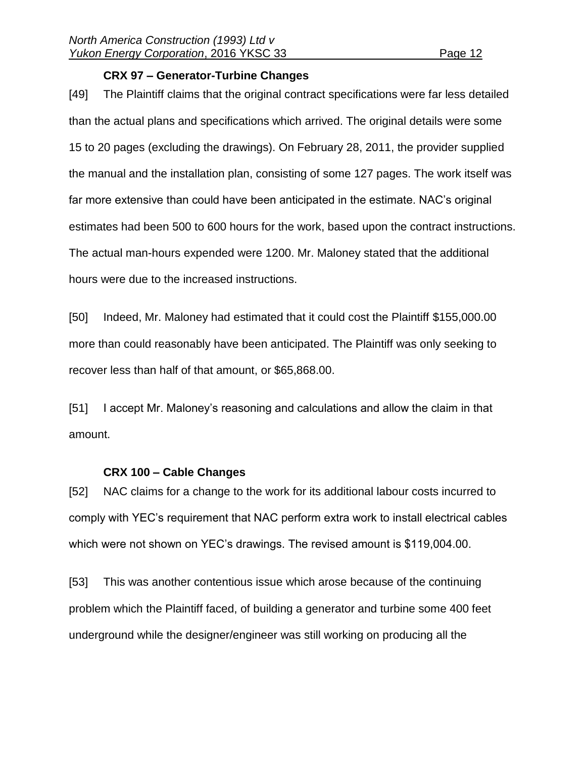### CRX 97 – Generator-Turbine Changes

[49] The Plaintiff claims that the original contract specifications were far less detailed than the actual plans and specifications which arrived. The original details were some 15 to 20 pages (excluding the drawings). On February 28, 2011, the provider supplied the manual and the installation plan, consisting of some 127 pages. The work itself was far more extensive than could have been anticipated in the estimate. NAC's original estimates had been 500 to 600 hours for the work, based upon the contract instructions. The actual man-hours expended were 1200. Mr. Maloney stated that the additional hours were due to the increased instructions.

[50] Indeed, Mr. Maloney had estimated that it could cost the Plaintiff $155,000.00 more than could reasonably have been anticipated. The Plaintiff was only seeking to recover less than half of that amount, or $65,868.00.

[51] I accept Mr. Maloney's reasoning and calculations and allow the claim in that amount.

### CRX 100 – Cable Changes

[52] NAC claims for a change to the work for its additional labour costs incurred to comply with YEC's requirement that NAC perform extra work to install electrical cables which were not shown on YEC's drawings. The revised amount is $119,004.00.

[53] This was another contentious issue which arose because of the continuing problem which the Plaintiff faced, of building a generator and turbine some 400 feet underground while the designer/engineer was still working on producing all the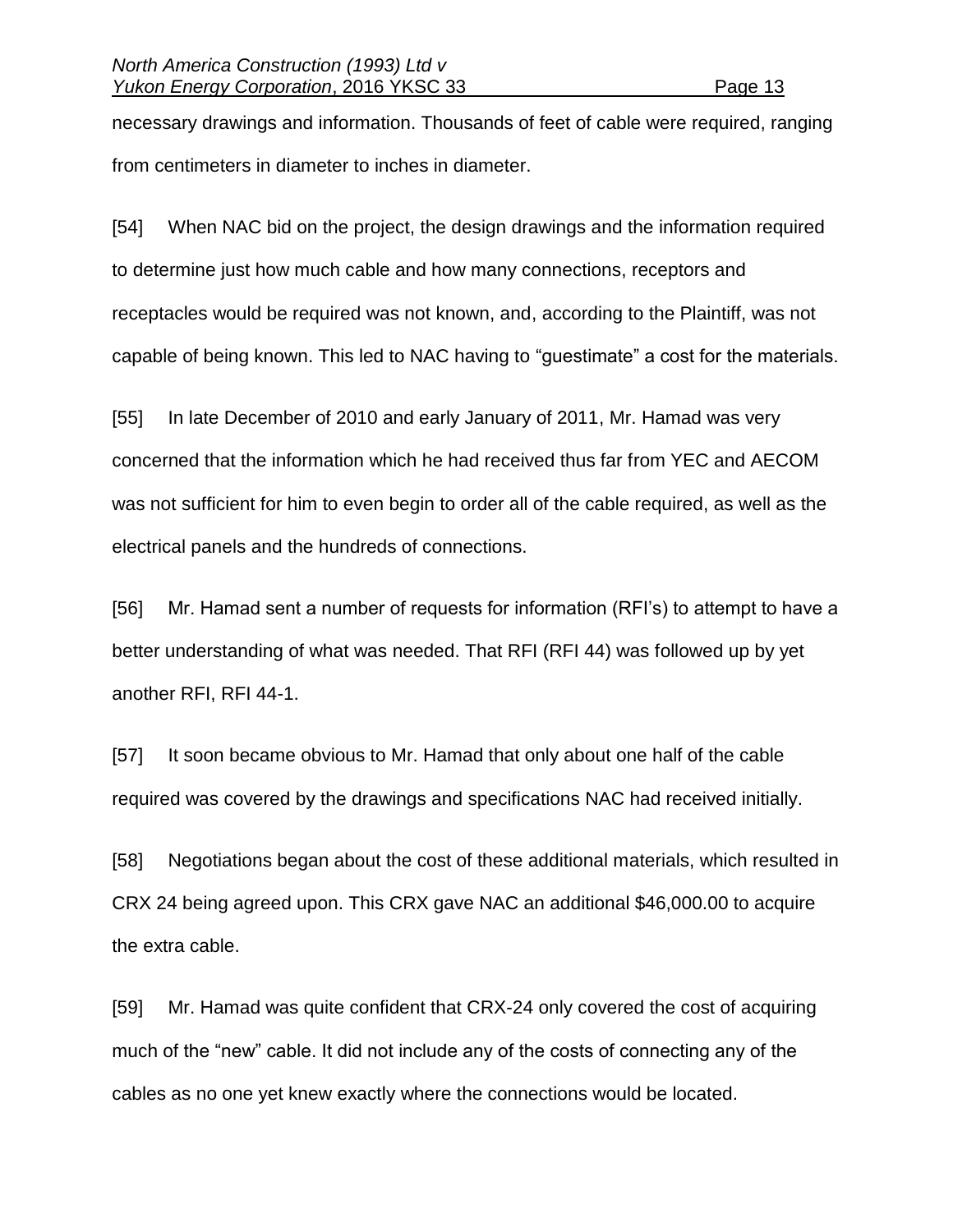necessary drawings and information. Thousands of feet of cable were required, ranging from centimeters in diameter to inches in diameter.

[54] When NAC bid on the project, the design drawings and the information required to determine just how much cable and how many connections, receptors and receptacles would be required was not known, and, according to the Plaintiff, was not capable of being known. This led to NAC having to "guestimate" a cost for the materials.

[55] In late December of 2010 and early January of 2011, Mr. Hamad was very concerned that the information which he had received thus far from YEC and AECOM was not sufficient for him to even begin to order all of the cable required, as well as the electrical panels and the hundreds of connections.

[56] Mr. Hamad sent a number of requests for information (RFI's) to attempt to have a better understanding of what was needed. That RFI (RFI 44) was followed up by yet another RFI, RFI 44-1.

[57] It soon became obvious to Mr. Hamad that only about one half of the cable required was covered by the drawings and specifications NAC had received initially.

[58] Negotiations began about the cost of these additional materials, which resulted in CRX 24 being agreed upon. This CRX gave NAC an additional $46,000.00 to acquire the extra cable.

[59] Mr. Hamad was quite confident that CRX-24 only covered the cost of acquiring much of the "new" cable. It did not include any of the costs of connecting any of the cables as no one yet knew exactly where the connections would be located.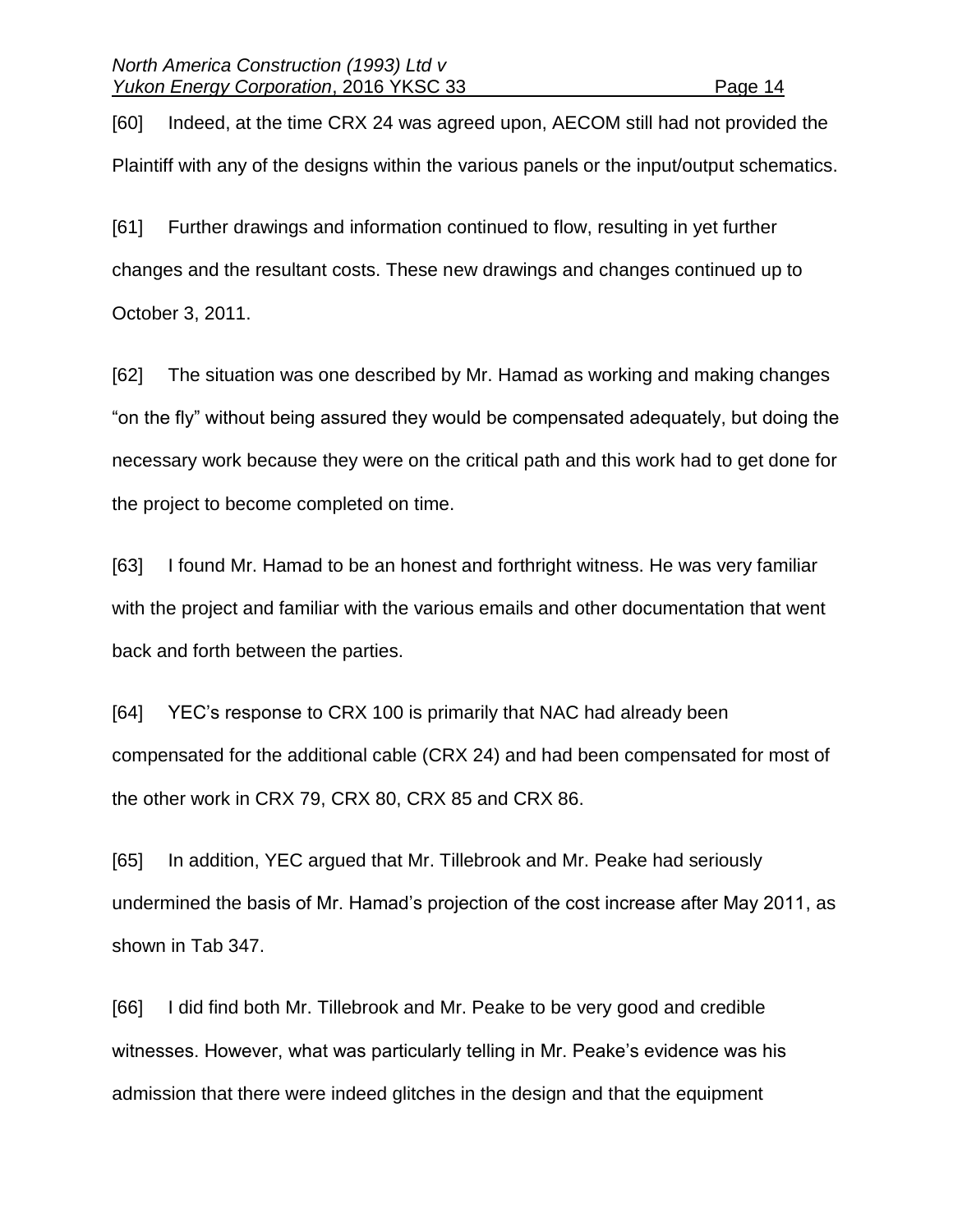[60] Indeed, at the time CRX 24 was agreed upon, AECOM still had not provided the Plaintiff with any of the designs within the various panels or the input/output schematics.

[61] Further drawings and information continued to flow, resulting in yet further changes and the resultant costs. These new drawings and changes continued up to October 3, 2011.

[62] The situation was one described by Mr. Hamad as working and making changes "on the fly" without being assured they would be compensated adequately, but doing the necessary work because they were on the critical path and this work had to get done for the project to become completed on time.

[63] I found Mr. Hamad to be an honest and forthright witness. He was very familiar with the project and familiar with the various emails and other documentation that went back and forth between the parties.

[64] YEC's response to CRX 100 is primarily that NAC had already been compensated for the additional cable (CRX 24) and had been compensated for most of the other work in CRX 79, CRX 80, CRX 85 and CRX 86.

[65] In addition, YEC argued that Mr. Tillebrook and Mr. Peake had seriously undermined the basis of Mr. Hamad's projection of the cost increase after May 2011, as shown in Tab 347.

[66] I did find both Mr. Tillebrook and Mr. Peake to be very good and credible witnesses. However, what was particularly telling in Mr. Peake's evidence was his admission that there were indeed glitches in the design and that the equipment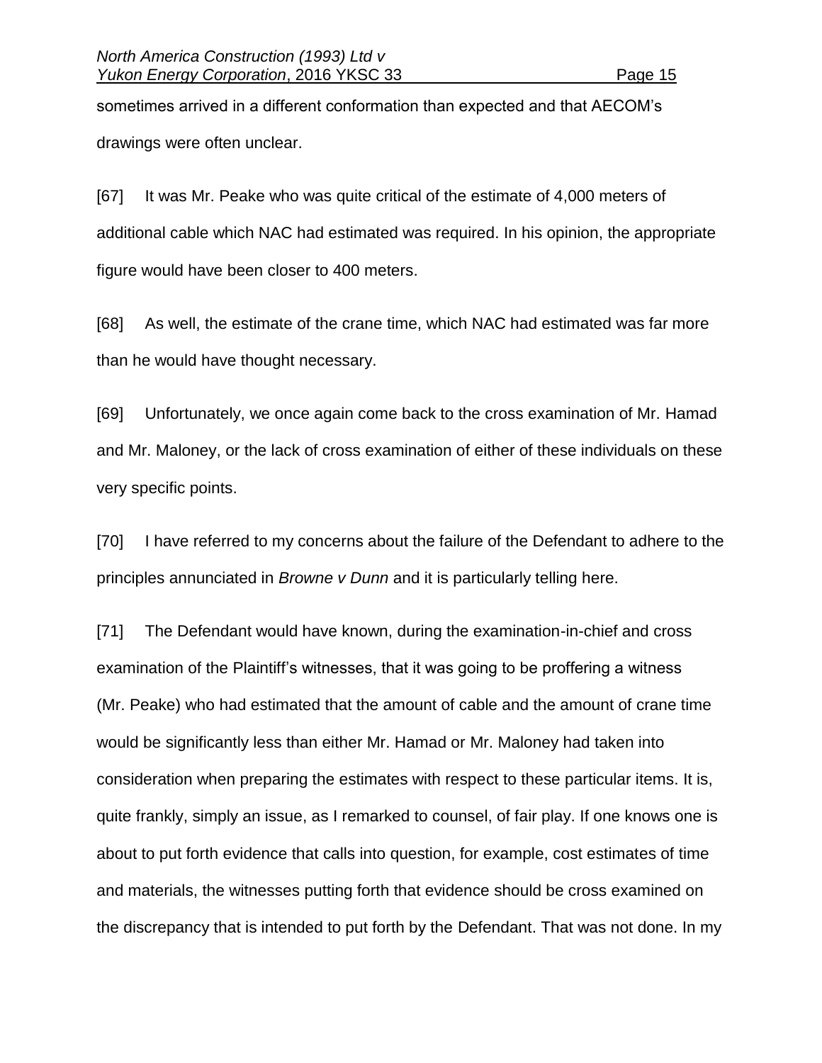sometimes arrived in a different conformation than expected and that AECOM's drawings were often unclear.

[67] It was Mr. Peake who was quite critical of the estimate of 4,000 meters of additional cable which NAC had estimated was required. In his opinion, the appropriate figure would have been closer to 400 meters.

[68] As well, the estimate of the crane time, which NAC had estimated was far more than he would have thought necessary.

[69] Unfortunately, we once again come back to the cross examination of Mr. Hamad and Mr. Maloney, or the lack of cross examination of either of these individuals on these very specific points.

[70] I have referred to my concerns about the failure of the Defendant to adhere to the principles annunciated in *Browne v Dunn* and it is particularly telling here.

[71] The Defendant would have known, during the examination-in-chief and cross examination of the Plaintiff's witnesses, that it was going to be proffering a witness (Mr. Peake) who had estimated that the amount of cable and the amount of crane time would be significantly less than either Mr. Hamad or Mr. Maloney had taken into consideration when preparing the estimates with respect to these particular items. It is, quite frankly, simply an issue, as I remarked to counsel, of fair play. If one knows one is about to put forth evidence that calls into question, for example, cost estimates of time and materials, the witnesses putting forth that evidence should be cross examined on the discrepancy that is intended to put forth by the Defendant. That was not done. In my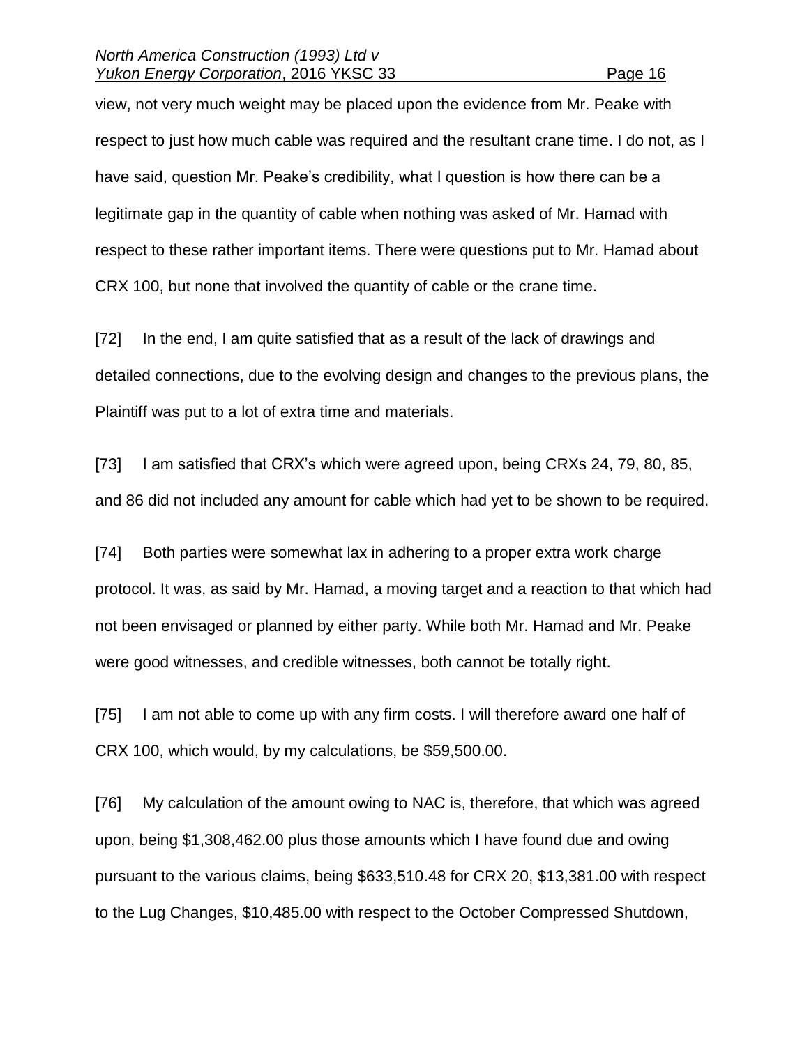view, not very much weight may be placed upon the evidence from Mr. Peake with respect to just how much cable was required and the resultant crane time. I do not, as I have said, question Mr. Peake's credibility, what I question is how there can be a legitimate gap in the quantity of cable when nothing was asked of Mr. Hamad with respect to these rather important items. There were questions put to Mr. Hamad about CRX 100, but none that involved the quantity of cable or the crane time.

[72] In the end, I am quite satisfied that as a result of the lack of drawings and detailed connections, due to the evolving design and changes to the previous plans, the Plaintiff was put to a lot of extra time and materials.

[73] I am satisfied that CRX's which were agreed upon, being CRXs 24, 79, 80, 85, and 86 did not included any amount for cable which had yet to be shown to be required.

[74] Both parties were somewhat lax in adhering to a proper extra work charge protocol. It was, as said by Mr. Hamad, a moving target and a reaction to that which had not been envisaged or planned by either party. While both Mr. Hamad and Mr. Peake were good witnesses, and credible witnesses, both cannot be totally right.

[75] I am not able to come up with any firm costs. I will therefore award one half of CRX 100, which would, by my calculations, be $59,500.00.

[76] My calculation of the amount owing to NAC is, therefore, that which was agreed upon, being $1,308,462.00 plus those amounts which I have found due and owing pursuant to the various claims, being $633,510.48 for CRX 20, $13,381.00 with respect to the Lug Changes, $10,485.00 with respect to the October Compressed Shutdown,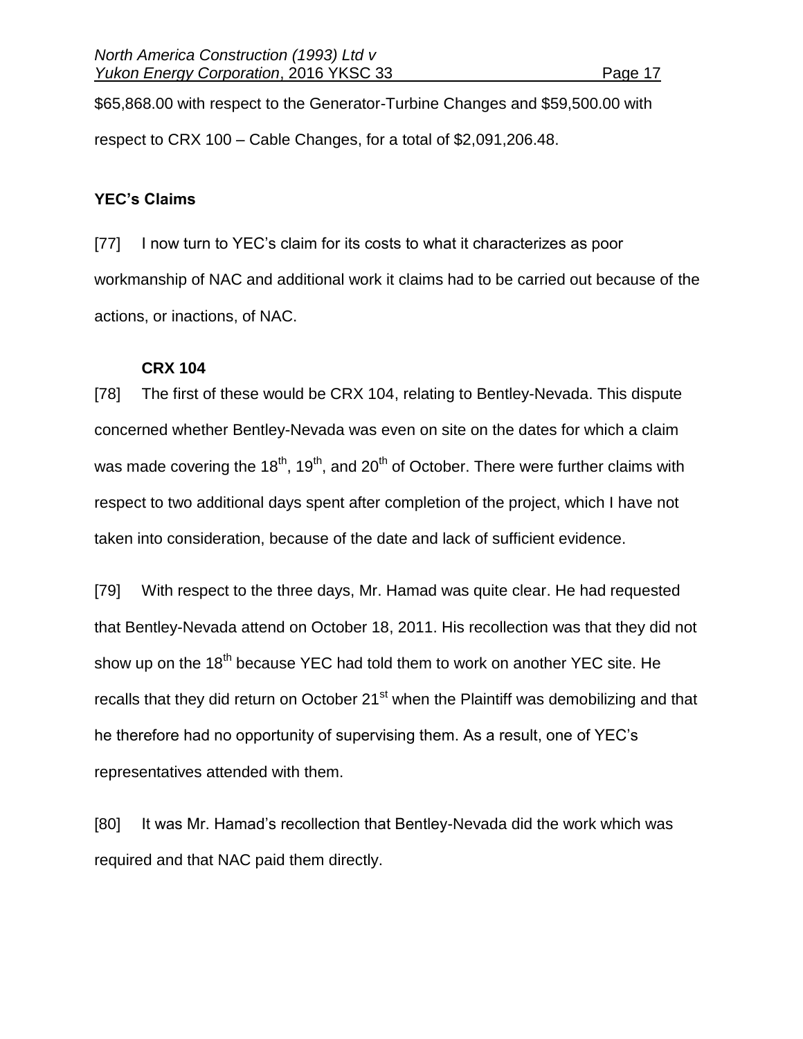$65,868.00 with respect to the Generator-Turbine Changes and $59,500.00 with respect to CRX 100 – Cable Changes, for a total of $2,091,206.48.

## YEC's Claims

[77] I now turn to YEC's claim for its costs to what it characterizes as poor workmanship of NAC and additional work it claims had to be carried out because of the actions, or inactions, of NAC.

### CRX 104

[78] The first of these would be CRX 104, relating to Bentley-Nevada. This dispute concerned whether Bentley-Nevada was even on site on the dates for which a claim was made covering the 18th, 19th, and 20th of October. There were further claims with respect to two additional days spent after completion of the project, which I have not taken into consideration, because of the date and lack of sufficient evidence.

[79] With respect to the three days, Mr. Hamad was quite clear. He had requested that Bentley-Nevada attend on October 18, 2011. His recollection was that they did not show up on the 18th because YEC had told them to work on another YEC site. He recalls that they did return on October 21st when the Plaintiff was demobilizing and that he therefore had no opportunity of supervising them. As a result, one of YEC's representatives attended with them.

[80] It was Mr. Hamad's recollection that Bentley-Nevada did the work which was required and that NAC paid them directly.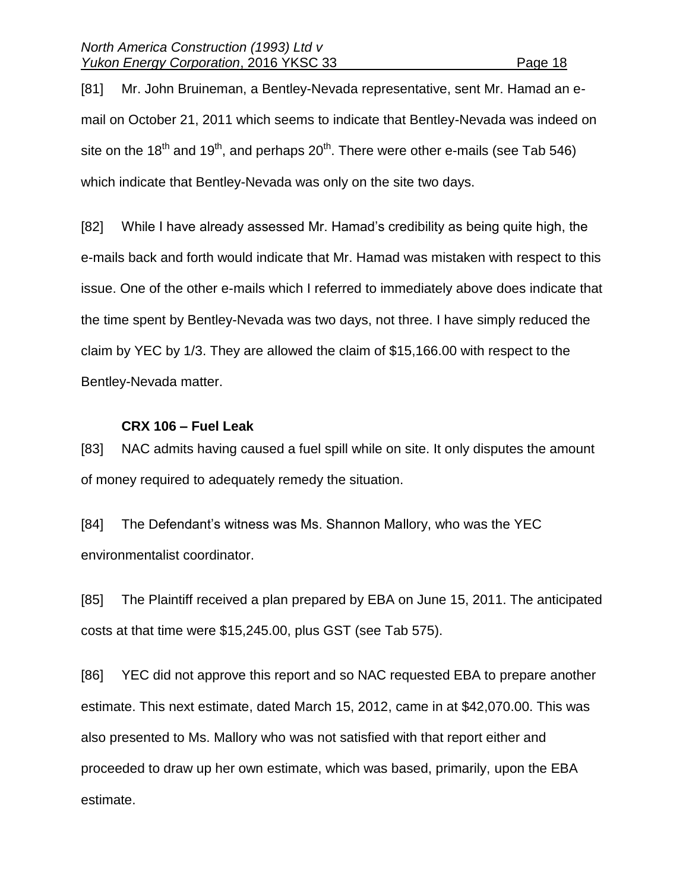[81] Mr. John Bruineman, a Bentley-Nevada representative, sent Mr. Hamad an e-mail on October 21, 2011 which seems to indicate that Bentley-Nevada was indeed on site on the 18th and 19th, and perhaps 20th. There were other e-mails (see Tab 546) which indicate that Bentley-Nevada was only on the site two days.

[82] While I have already assessed Mr. Hamad's credibility as being quite high, the e-mails back and forth would indicate that Mr. Hamad was mistaken with respect to this issue. One of the other e-mails which I referred to immediately above does indicate that the time spent by Bentley-Nevada was two days, not three. I have simply reduced the claim by YEC by 1/3. They are allowed the claim of $15,166.00 with respect to the Bentley-Nevada matter.

**CRX 106 – Fuel Leak**

[83] NAC admits having caused a fuel spill while on site. It only disputes the amount of money required to adequately remedy the situation.

[84] The Defendant's witness was Ms. Shannon Mallory, who was the YEC environmentalist coordinator.

[85] The Plaintiff received a plan prepared by EBA on June 15, 2011. The anticipated costs at that time were $15,245.00, plus GST (see Tab 575).

[86] YEC did not approve this report and so NAC requested EBA to prepare another estimate. This next estimate, dated March 15, 2012, came in at $42,070.00. This was also presented to Ms. Mallory who was not satisfied with that report either and proceeded to draw up her own estimate, which was based, primarily, upon the EBA estimate.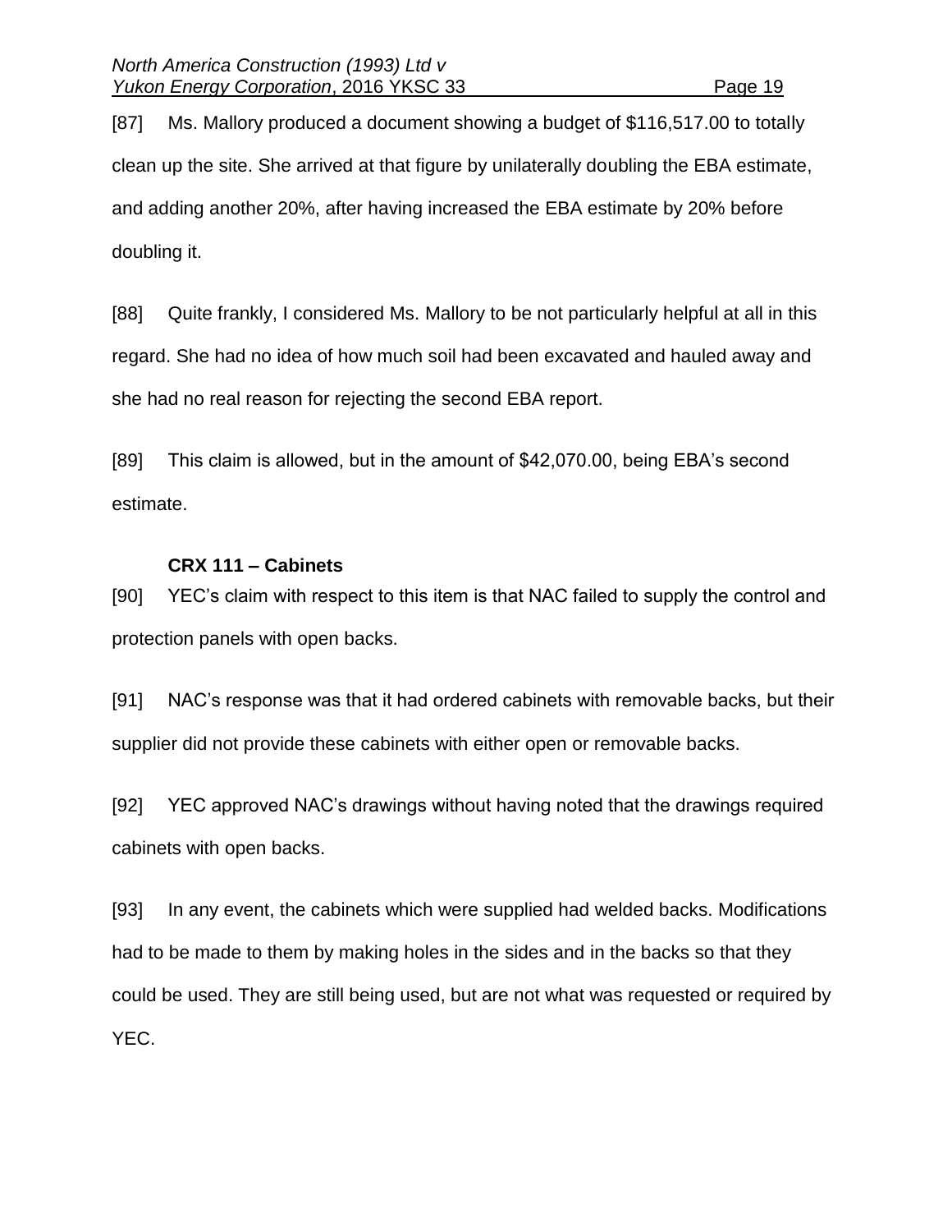[87] Ms. Mallory produced a document showing a budget of $116,517.00 to totally clean up the site. She arrived at that figure by unilaterally doubling the EBA estimate, and adding another 20%, after having increased the EBA estimate by 20% before doubling it.

[88] Quite frankly, I considered Ms. Mallory to be not particularly helpful at all in this regard. She had no idea of how much soil had been excavated and hauled away and she had no real reason for rejecting the second EBA report.

[89] This claim is allowed, but in the amount of $42,070.00, being EBA's second estimate.

**CRX 111 – Cabinets**

[90] YEC's claim with respect to this item is that NAC failed to supply the control and protection panels with open backs.

[91] NAC's response was that it had ordered cabinets with removable backs, but their supplier did not provide these cabinets with either open or removable backs.

[92] YEC approved NAC's drawings without having noted that the drawings required cabinets with open backs.

[93] In any event, the cabinets which were supplied had welded backs. Modifications had to be made to them by making holes in the sides and in the backs so that they could be used. They are still being used, but are not what was requested or required by YEC.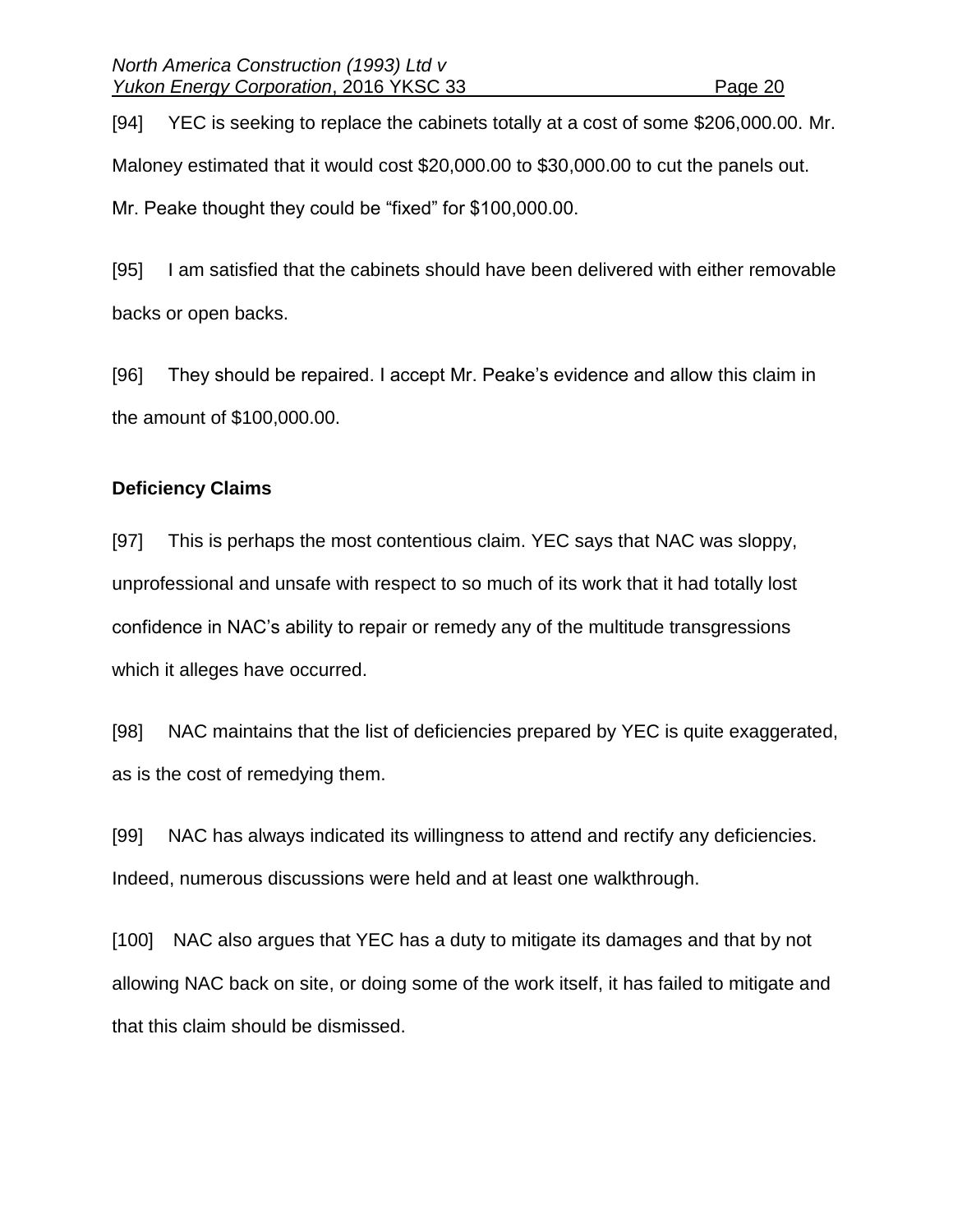[94] YEC is seeking to replace the cabinets totally at a cost of some $206,000.00. Mr. Maloney estimated that it would cost $20,000.00 to $30,000.00 to cut the panels out. Mr. Peake thought they could be "fixed" for $100,000.00.

[95] I am satisfied that the cabinets should have been delivered with either removable backs or open backs.

[96] They should be repaired. I accept Mr. Peake's evidence and allow this claim in the amount of $100,000.00.

**Deficiency Claims**

[97] This is perhaps the most contentious claim. YEC says that NAC was sloppy, unprofessional and unsafe with respect to so much of its work that it had totally lost confidence in NAC's ability to repair or remedy any of the multitude transgressions which it alleges have occurred.

[98] NAC maintains that the list of deficiencies prepared by YEC is quite exaggerated, as is the cost of remedying them.

[99] NAC has always indicated its willingness to attend and rectify any deficiencies. Indeed, numerous discussions were held and at least one walkthrough.

[100] NAC also argues that YEC has a duty to mitigate its damages and that by not allowing NAC back on site, or doing some of the work itself, it has failed to mitigate and that this claim should be dismissed.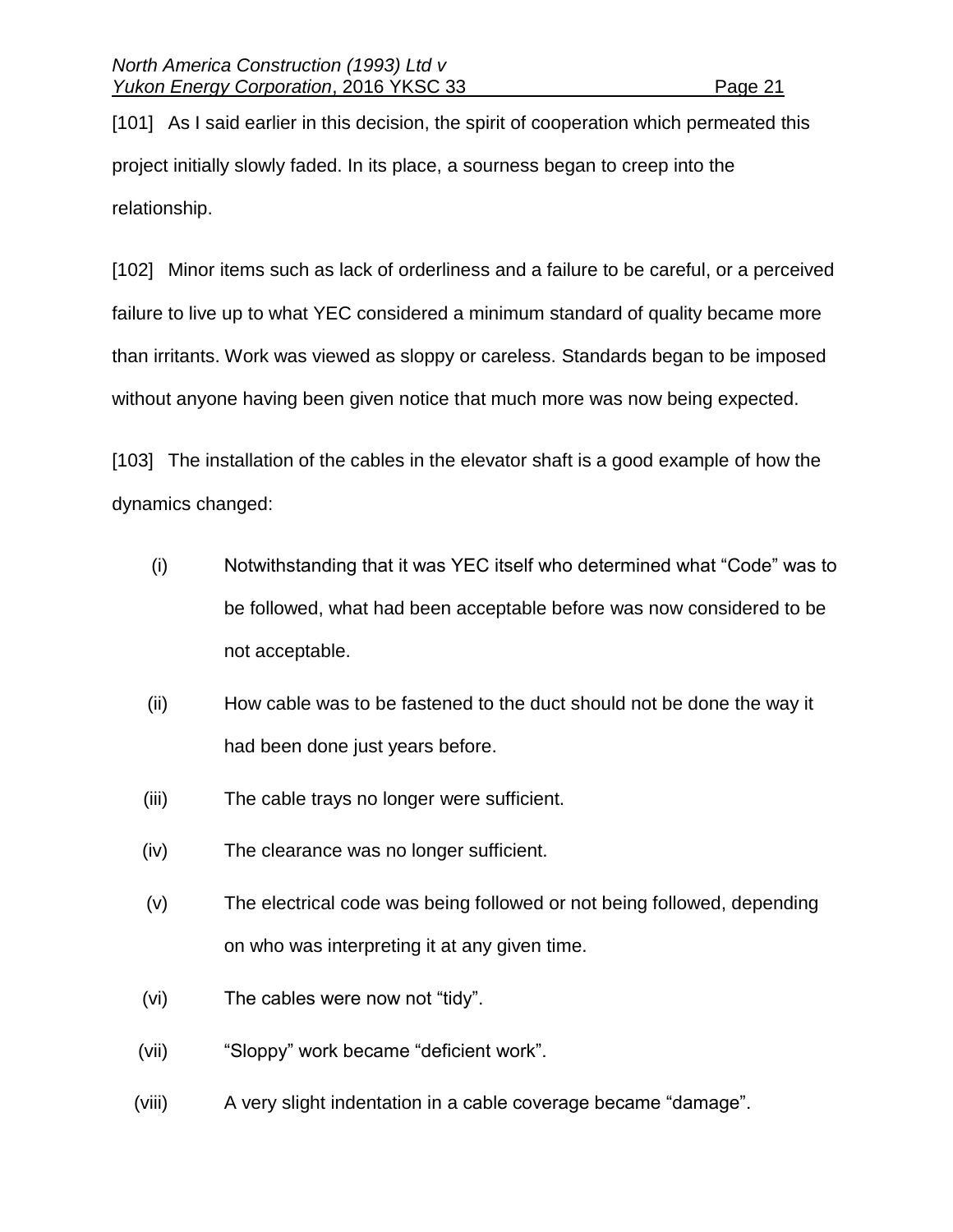[101] As I said earlier in this decision, the spirit of cooperation which permeated this project initially slowly faded. In its place, a sourness began to creep into the relationship.

[102] Minor items such as lack of orderliness and a failure to be careful, or a perceived failure to live up to what YEC considered a minimum standard of quality became more than irritants. Work was viewed as sloppy or careless. Standards began to be imposed without anyone having been given notice that much more was now being expected.

[103] The installation of the cables in the elevator shaft is a good example of how the dynamics changed:

(i) Notwithstanding that it was YEC itself who determined what "Code" was to be followed, what had been acceptable before was now considered to be not acceptable.

(ii) How cable was to be fastened to the duct should not be done the way it had been done just years before.

(iii) The cable trays no longer were sufficient.

(iv) The clearance was no longer sufficient.

(v) The electrical code was being followed or not being followed, depending on who was interpreting it at any given time.

(vi) The cables were now not "tidy".

(vii) "Sloppy" work became "deficient work".

(viii) A very slight indentation in a cable coverage became "damage".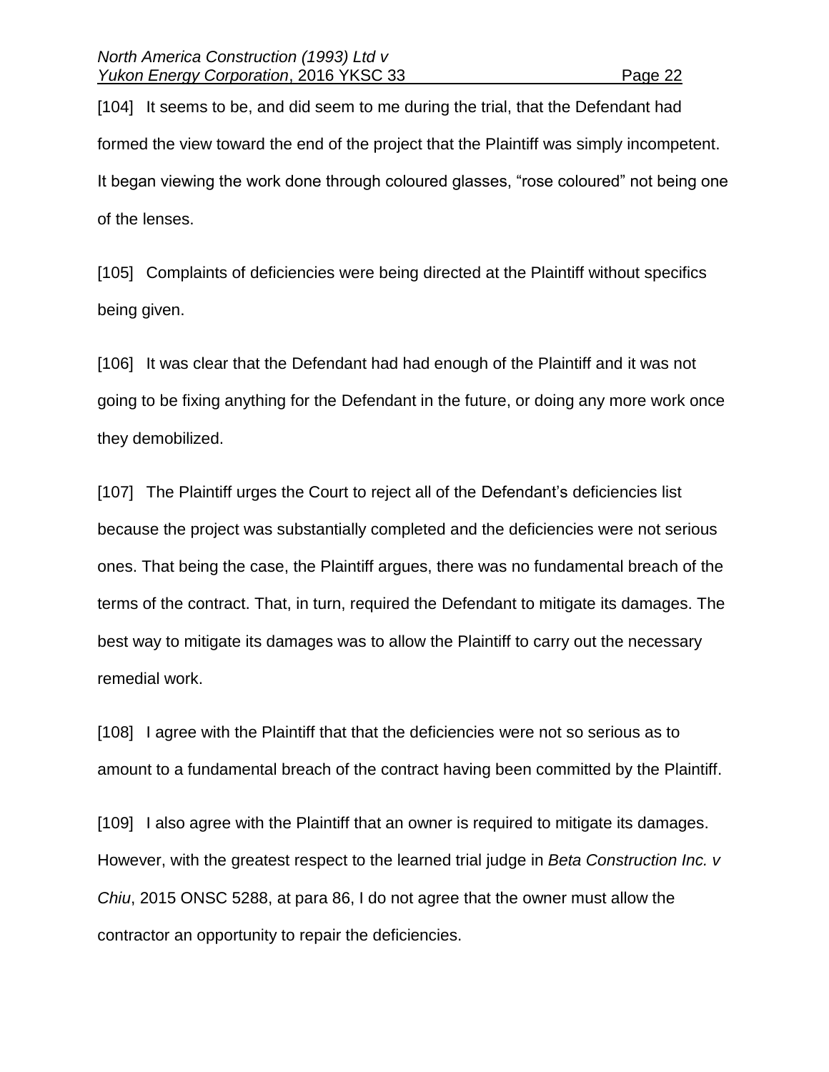[104] It seems to be, and did seem to me during the trial, that the Defendant had formed the view toward the end of the project that the Plaintiff was simply incompetent. It began viewing the work done through coloured glasses, "rose coloured" not being one of the lenses.

[105] Complaints of deficiencies were being directed at the Plaintiff without specifics being given.

[106] It was clear that the Defendant had had enough of the Plaintiff and it was not going to be fixing anything for the Defendant in the future, or doing any more work once they demobilized.

[107] The Plaintiff urges the Court to reject all of the Defendant's deficiencies list because the project was substantially completed and the deficiencies were not serious ones. That being the case, the Plaintiff argues, there was no fundamental breach of the terms of the contract. That, in turn, required the Defendant to mitigate its damages. The best way to mitigate its damages was to allow the Plaintiff to carry out the necessary remedial work.

[108] I agree with the Plaintiff that that the deficiencies were not so serious as to amount to a fundamental breach of the contract having been committed by the Plaintiff.

[109] I also agree with the Plaintiff that an owner is required to mitigate its damages. However, with the greatest respect to the learned trial judge in *Beta Construction Inc. v Chiu*, 2015 ONSC 5288, at para 86, I do not agree that the owner must allow the contractor an opportunity to repair the deficiencies.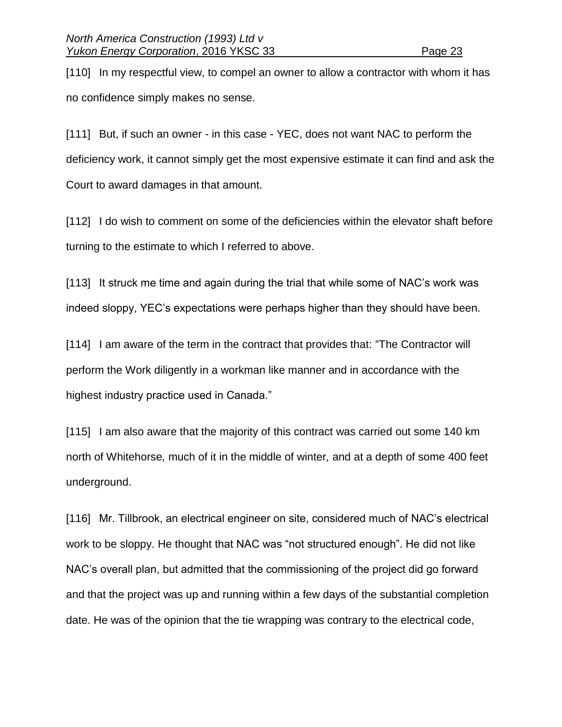[110] In my respectful view, to compel an owner to allow a contractor with whom it has no confidence simply makes no sense.

[111] But, if such an owner - in this case - YEC, does not want NAC to perform the deficiency work, it cannot simply get the most expensive estimate it can find and ask the Court to award damages in that amount.

[112] I do wish to comment on some of the deficiencies within the elevator shaft before turning to the estimate to which I referred to above.

[113] It struck me time and again during the trial that while some of NAC's work was indeed sloppy, YEC's expectations were perhaps higher than they should have been.

[114] I am aware of the term in the contract that provides that: "The Contractor will perform the Work diligently in a workman like manner and in accordance with the highest industry practice used in Canada."

[115] I am also aware that the majority of this contract was carried out some 140 km north of Whitehorse*,* much of it in the middle of winter*,* and at a depth of some 400 feet underground.

[116] Mr. Tillbrook, an electrical engineer on site, considered much of NAC's electrical work to be sloppy. He thought that NAC was "not structured enough". He did not like NAC's overall plan, but admitted that the commissioning of the project did go forward and that the project was up and running within a few days of the substantial completion date. He was of the opinion that the tie wrapping was contrary to the electrical code,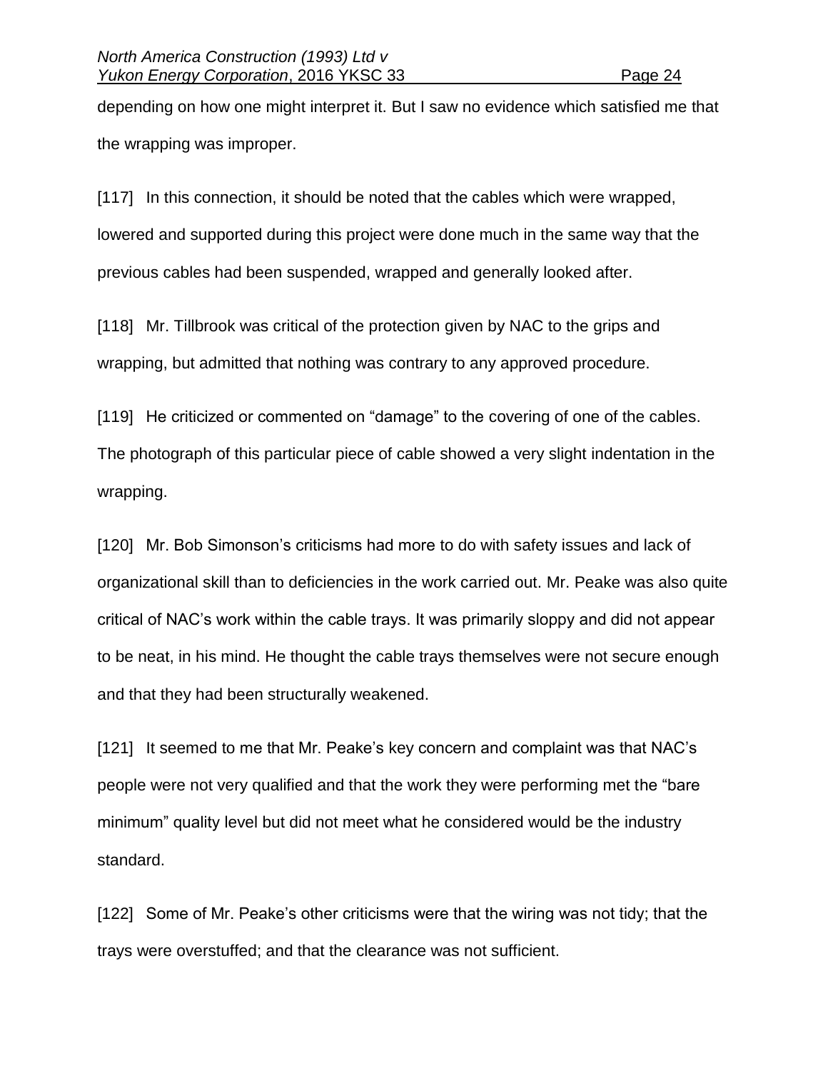depending on how one might interpret it. But I saw no evidence which satisfied me that the wrapping was improper.

[117] In this connection, it should be noted that the cables which were wrapped, lowered and supported during this project were done much in the same way that the previous cables had been suspended, wrapped and generally looked after.

[118] Mr. Tillbrook was critical of the protection given by NAC to the grips and wrapping, but admitted that nothing was contrary to any approved procedure.

[119] He criticized or commented on "damage" to the covering of one of the cables. The photograph of this particular piece of cable showed a very slight indentation in the wrapping.

[120] Mr. Bob Simonson's criticisms had more to do with safety issues and lack of organizational skill than to deficiencies in the work carried out. Mr. Peake was also quite critical of NAC's work within the cable trays. It was primarily sloppy and did not appear to be neat, in his mind. He thought the cable trays themselves were not secure enough and that they had been structurally weakened.

[121] It seemed to me that Mr. Peake's key concern and complaint was that NAC's people were not very qualified and that the work they were performing met the "bare minimum" quality level but did not meet what he considered would be the industry standard.

[122] Some of Mr. Peake's other criticisms were that the wiring was not tidy; that the trays were overstuffed; and that the clearance was not sufficient.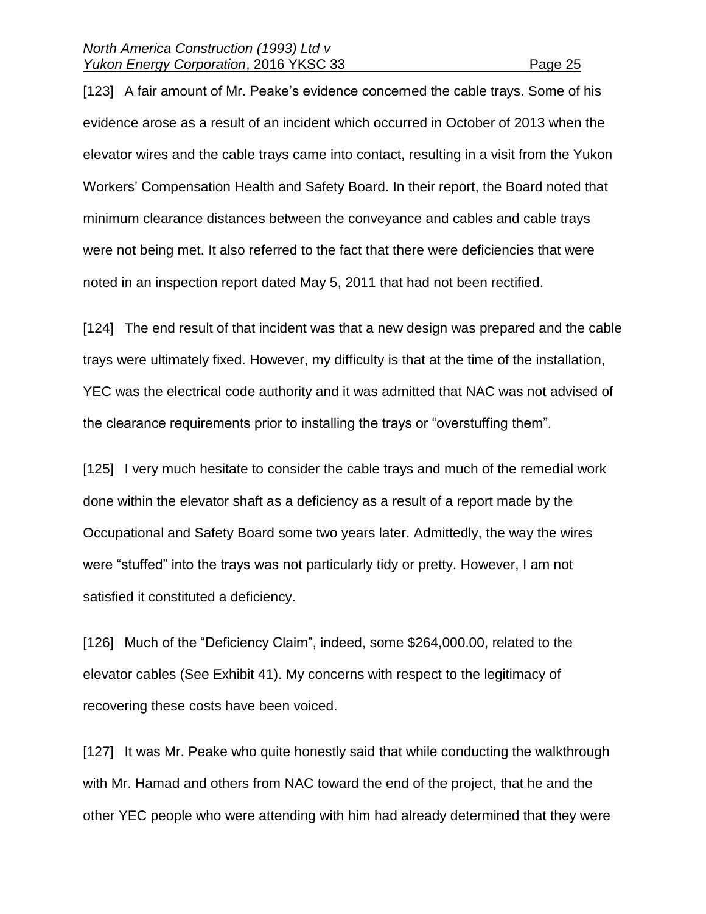[123] A fair amount of Mr. Peake's evidence concerned the cable trays. Some of his evidence arose as a result of an incident which occurred in October of 2013 when the elevator wires and the cable trays came into contact, resulting in a visit from the Yukon Workers' Compensation Health and Safety Board. In their report, the Board noted that minimum clearance distances between the conveyance and cables and cable trays were not being met. It also referred to the fact that there were deficiencies that were noted in an inspection report dated May 5, 2011 that had not been rectified.

[124] The end result of that incident was that a new design was prepared and the cable trays were ultimately fixed. However, my difficulty is that at the time of the installation, YEC was the electrical code authority and it was admitted that NAC was not advised of the clearance requirements prior to installing the trays or "overstuffing them".

[125] I very much hesitate to consider the cable trays and much of the remedial work done within the elevator shaft as a deficiency as a result of a report made by the Occupational and Safety Board some two years later. Admittedly, the way the wires were "stuffed" into the trays was not particularly tidy or pretty. However, I am not satisfied it constituted a deficiency.

[126] Much of the "Deficiency Claim", indeed, some $264,000.00, related to the elevator cables (See Exhibit 41). My concerns with respect to the legitimacy of recovering these costs have been voiced.

[127] It was Mr. Peake who quite honestly said that while conducting the walkthrough with Mr. Hamad and others from NAC toward the end of the project, that he and the other YEC people who were attending with him had already determined that they were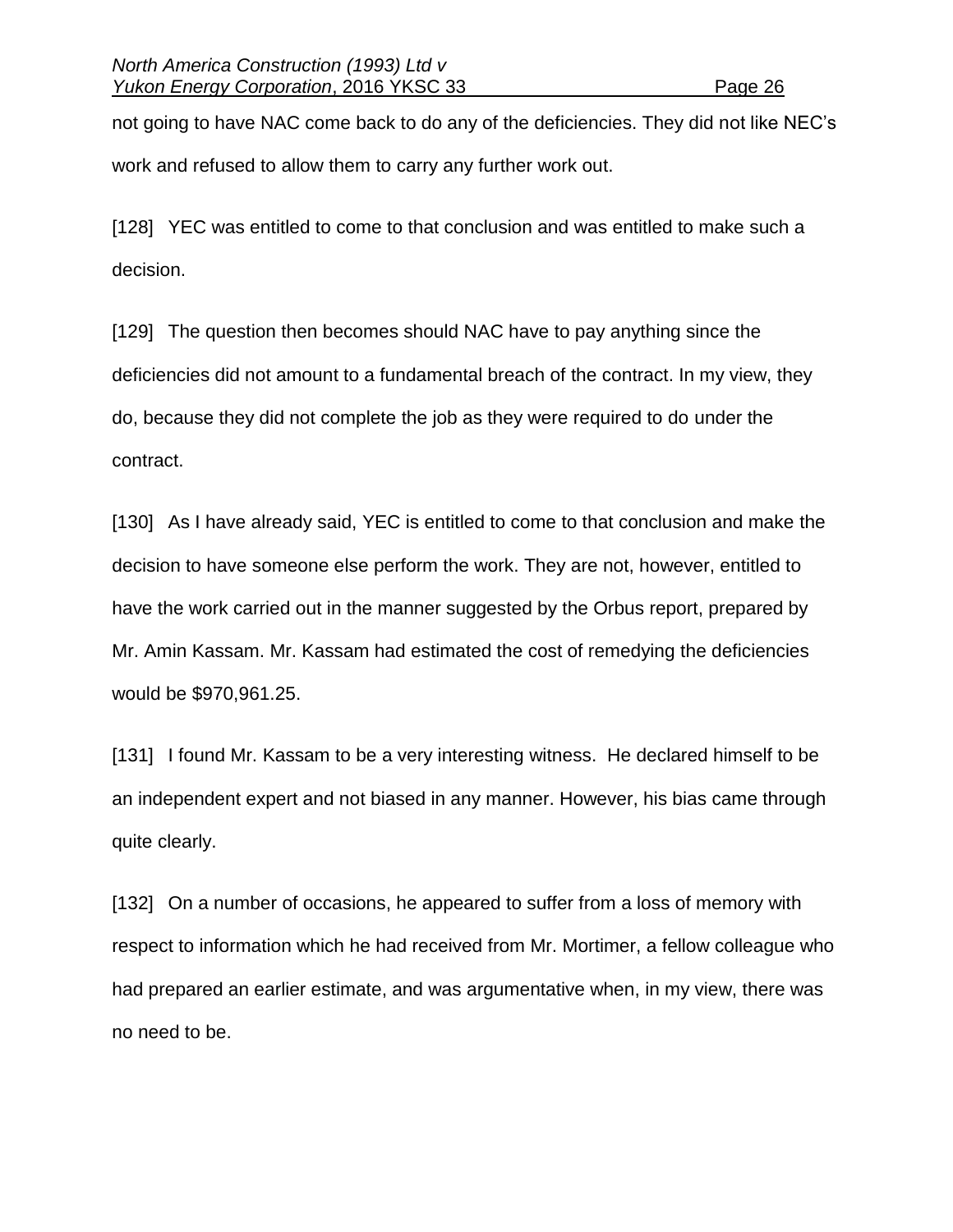not going to have NAC come back to do any of the deficiencies. They did not like NEC's work and refused to allow them to carry any further work out.

[128] YEC was entitled to come to that conclusion and was entitled to make such a decision.

[129] The question then becomes should NAC have to pay anything since the deficiencies did not amount to a fundamental breach of the contract. In my view, they do, because they did not complete the job as they were required to do under the contract.

[130] As I have already said, YEC is entitled to come to that conclusion and make the decision to have someone else perform the work. They are not, however, entitled to have the work carried out in the manner suggested by the Orbus report, prepared by Mr. Amin Kassam. Mr. Kassam had estimated the cost of remedying the deficiencies would be $970,961.25.

[131] I found Mr. Kassam to be a very interesting witness. He declared himself to be an independent expert and not biased in any manner. However, his bias came through quite clearly.

[132] On a number of occasions, he appeared to suffer from a loss of memory with respect to information which he had received from Mr. Mortimer, a fellow colleague who had prepared an earlier estimate, and was argumentative when, in my view, there was no need to be.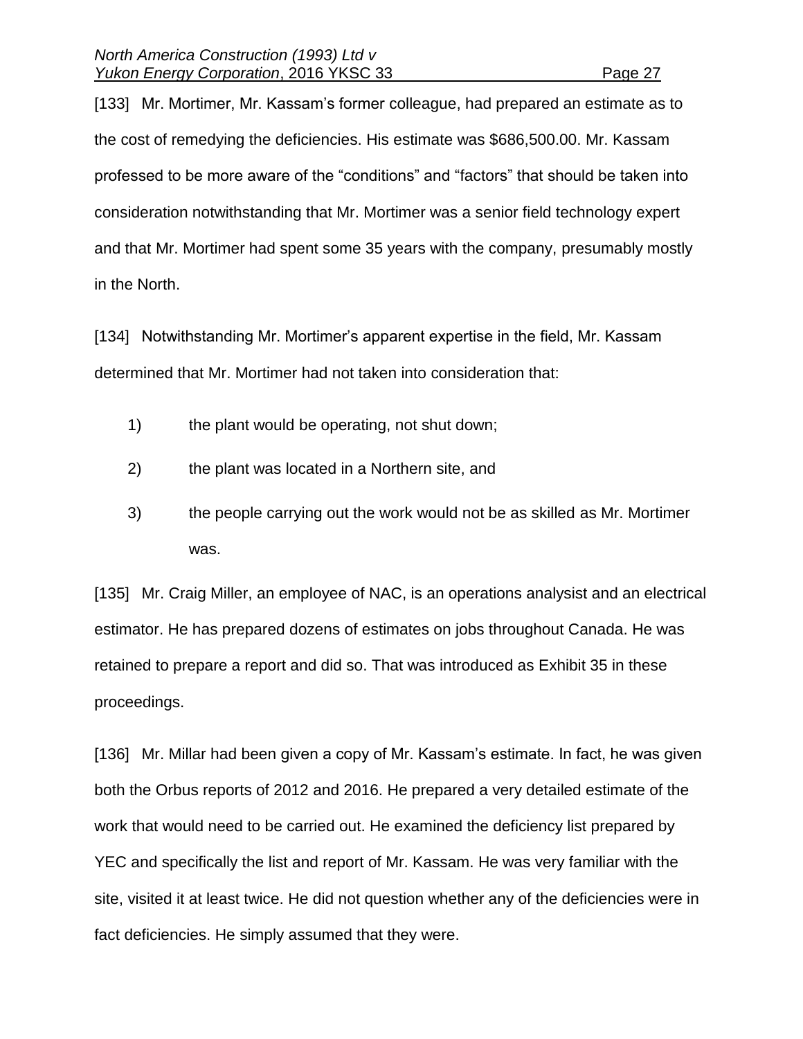[133] Mr. Mortimer, Mr. Kassam's former colleague, had prepared an estimate as to the cost of remedying the deficiencies. His estimate was $686,500.00. Mr. Kassam professed to be more aware of the "conditions" and "factors" that should be taken into consideration notwithstanding that Mr. Mortimer was a senior field technology expert and that Mr. Mortimer had spent some 35 years with the company, presumably mostly in the North.

[134] Notwithstanding Mr. Mortimer's apparent expertise in the field, Mr. Kassam determined that Mr. Mortimer had not taken into consideration that:

1) the plant would be operating, not shut down;
2) the plant was located in a Northern site, and
3) the people carrying out the work would not be as skilled as Mr. Mortimer was.

[135] Mr. Craig Miller, an employee of NAC, is an operations analysist and an electrical estimator. He has prepared dozens of estimates on jobs throughout Canada. He was retained to prepare a report and did so. That was introduced as Exhibit 35 in these proceedings.

[136] Mr. Millar had been given a copy of Mr. Kassam's estimate. In fact, he was given both the Orbus reports of 2012 and 2016. He prepared a very detailed estimate of the work that would need to be carried out. He examined the deficiency list prepared by YEC and specifically the list and report of Mr. Kassam. He was very familiar with the site, visited it at least twice. He did not question whether any of the deficiencies were in fact deficiencies. He simply assumed that they were.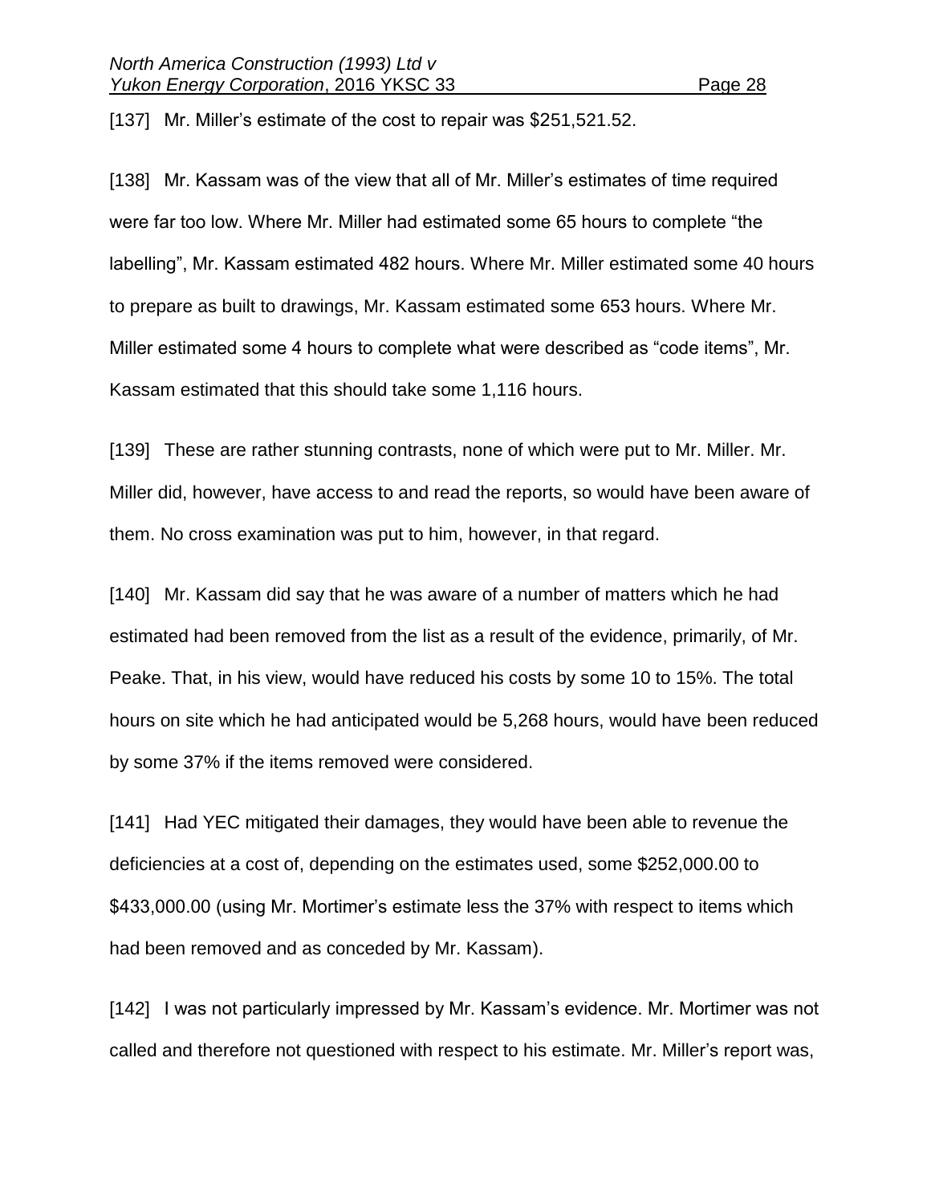[137] Mr. Miller's estimate of the cost to repair was $251,521.52.

[138] Mr. Kassam was of the view that all of Mr. Miller's estimates of time required were far too low. Where Mr. Miller had estimated some 65 hours to complete "the labelling", Mr. Kassam estimated 482 hours. Where Mr. Miller estimated some 40 hours to prepare as built to drawings, Mr. Kassam estimated some 653 hours. Where Mr. Miller estimated some 4 hours to complete what were described as "code items", Mr. Kassam estimated that this should take some 1,116 hours.

[139] These are rather stunning contrasts, none of which were put to Mr. Miller. Mr. Miller did, however, have access to and read the reports, so would have been aware of them. No cross examination was put to him, however, in that regard.

[140] Mr. Kassam did say that he was aware of a number of matters which he had estimated had been removed from the list as a result of the evidence, primarily, of Mr. Peake. That, in his view, would have reduced his costs by some 10 to 15%. The total hours on site which he had anticipated would be 5,268 hours, would have been reduced by some 37% if the items removed were considered.

[141] Had YEC mitigated their damages, they would have been able to revenue the deficiencies at a cost of, depending on the estimates used, some $252,000.00 to $433,000.00 (using Mr. Mortimer's estimate less the 37% with respect to items which had been removed and as conceded by Mr. Kassam).

[142] I was not particularly impressed by Mr. Kassam's evidence. Mr. Mortimer was not called and therefore not questioned with respect to his estimate. Mr. Miller's report was,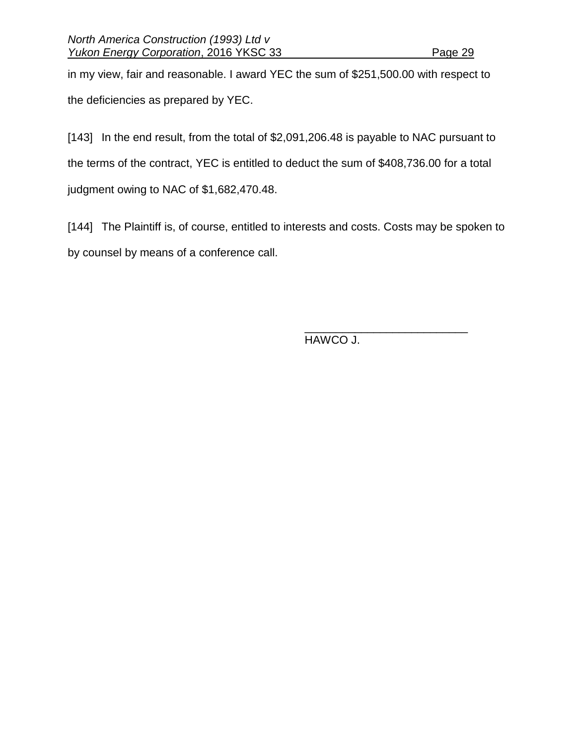in my view, fair and reasonable. I award YEC the sum of $251,500.00 with respect to the deficiencies as prepared by YEC.

[143] In the end result, from the total of $2,091,206.48 is payable to NAC pursuant to the terms of the contract, YEC is entitled to deduct the sum of $408,736.00 for a total judgment owing to NAC of $1,682,470.48.

[144] The Plaintiff is, of course, entitled to interests and costs. Costs may be spoken to by counsel by means of a conference call.

\_\_\_\_\_\_\_\_\_\_\_\_\_\_\_\_\_\_\_\_\_\_\_\_\_\_

HAWCO J.